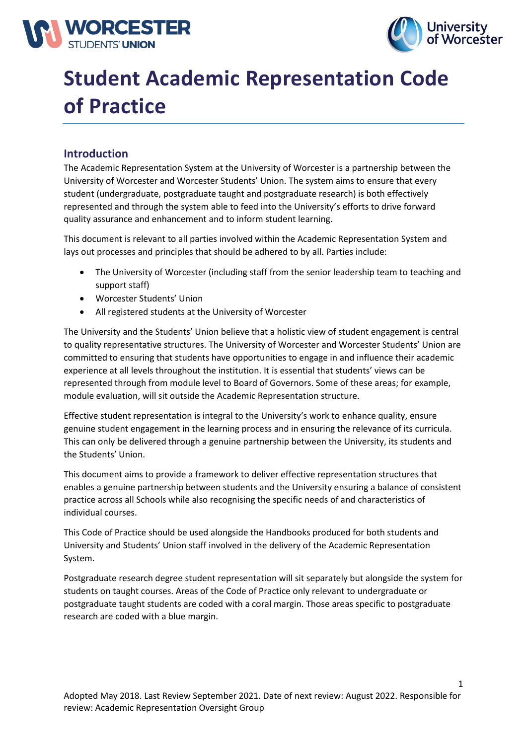# Student Academic Representation Code of Practice

## Introduction

The Academic Representation System at the University of Worcester is a partnership between the University of Worcester and Worcester Students' Union. The system aims to ensure that every student (undergraduate, postgraduate taught and postgraduate research) is both effectively represented and through the system able to feed into the University's efforts to drive forward quality assurance and enhancement and to inform student learning.

This document is relevant to all parties involved within the Academic Representation System and lays out processes and principles that should be adhered to by all. Parties include:

- The University of Worcester (including staff from the senior leadership team to teaching and support staff)
- Worcester Students' Union
- All registered students at the University of Worcester

The University and the Students' Union believe that a holistic view of student engagement is central to quality representative structures. The University of Worcester and Worcester Students' Union are committed to ensuring that students have opportunities to engage in and influence their academic experience at all levels throughout the institution. It is essential that students' views can be represented through from module level to Board of Governors. Some of these areas; for example, module evaluation, will sit outside the Academic Representation structure.

Effective student representation is integral to the University's work to enhance quality, ensure genuine student engagement in the learning process and in ensuring the relevance of its curricula. This can only be delivered through a genuine partnership between the University, its students and the Students' Union.

This document aims to provide a framework to deliver effective representation structures that enables a genuine partnership between students and the University ensuring a balance of consistent practice across all Schools while also recognising the specific needs of and characteristics of individual courses.

This Code of Practice should be used alongside the Handbooks produced for both students and University and Students' Union staff involved in the delivery of the Academic Representation System.

Postgraduate research degree student representation will sit separately but alongside the system for students on taught courses. Areas of the Code of Practice only relevant to undergraduate or postgraduate taught students are coded with a coral margin. Those areas specific to postgraduate research are coded with a blue margin.

Adopted May 2018. Last Review September 2021. Date of next review: August 2022. Responsible for review: Academic Representation Oversight Group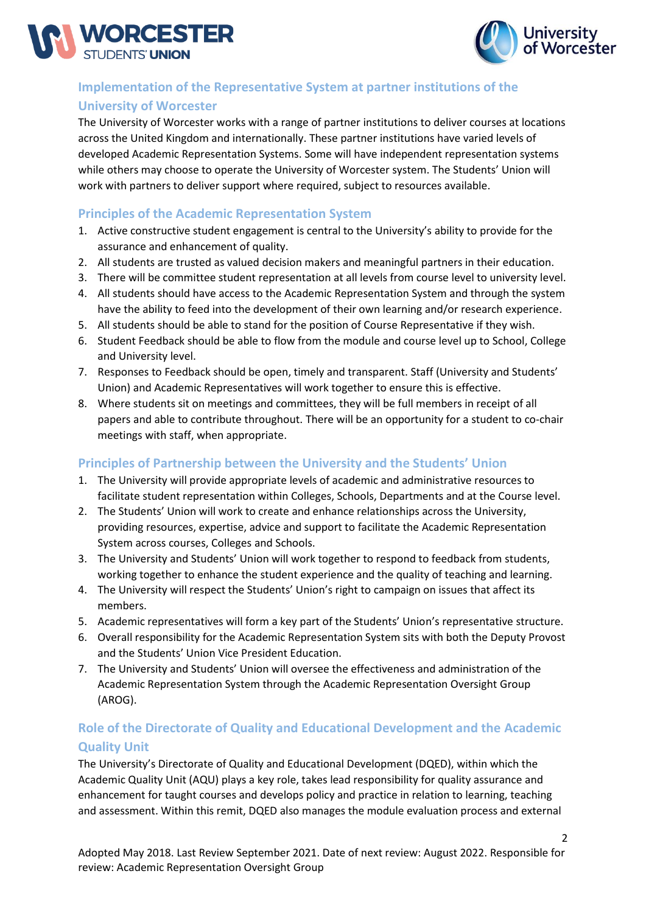## Implementation of the Representative System at partner institutions of the University of Worcester

The University of Worcester works with a range of partner institutions to deliver courses at locations across the United Kingdom and internationally. These partner institutions have varied levels of developed Academic Representation Systems. Some will have independent representation systems while others may choose to operate the University of Worcester system. The Students' Union will work with partners to deliver support where required, subject to resources available.

## Principles of the Academic Representation System

1. Active constructive student engagement is central to the University's ability to provide for the assurance and enhancement of quality.
2. All students are trusted as valued decision makers and meaningful partners in their education.
3. There will be committee student representation at all levels from course level to university level.
4. All students should have access to the Academic Representation System and through the system have the ability to feed into the development of their own learning and/or research experience.
5. All students should be able to stand for the position of Course Representative if they wish.
6. Student Feedback should be able to flow from the module and course level up to School, College and University level.
7. Responses to Feedback should be open, timely and transparent. Staff (University and Students' Union) and Academic Representatives will work together to ensure this is effective.
8. Where students sit on meetings and committees, they will be full members in receipt of all papers and able to contribute throughout. There will be an opportunity for a student to co-chair meetings with staff, when appropriate.

## Principles of Partnership between the University and the Students' Union

1. The University will provide appropriate levels of academic and administrative resources to facilitate student representation within Colleges, Schools, Departments and at the Course level.
2. The Students' Union will work to create and enhance relationships across the University, providing resources, expertise, advice and support to facilitate the Academic Representation System across courses, Colleges and Schools.
3. The University and Students' Union will work together to respond to feedback from students, working together to enhance the student experience and the quality of teaching and learning.
4. The University will respect the Students' Union's right to campaign on issues that affect its members.
5. Academic representatives will form a key part of the Students' Union's representative structure.
6. Overall responsibility for the Academic Representation System sits with both the Deputy Provost and the Students' Union Vice President Education.
7. The University and Students' Union will oversee the effectiveness and administration of the Academic Representation System through the Academic Representation Oversight Group (AROG).

## Role of the Directorate of Quality and Educational Development and the Academic Quality Unit

The University's Directorate of Quality and Educational Development (DQED), within which the Academic Quality Unit (AQU) plays a key role, takes lead responsibility for quality assurance and enhancement for taught courses and develops policy and practice in relation to learning, teaching and assessment. Within this remit, DQED also manages the module evaluation process and external

Adopted May 2018. Last Review September 2021. Date of next review: August 2022. Responsible for review: Academic Representation Oversight Group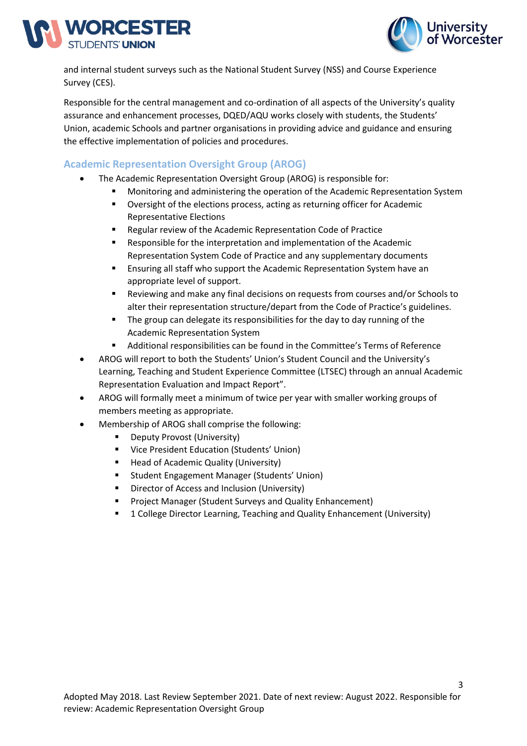and internal student surveys such as the National Student Survey (NSS) and Course Experience Survey (CES).

Responsible for the central management and co-ordination of all aspects of the University's quality assurance and enhancement processes, DQED/AQU works closely with students, the Students' Union, academic Schools and partner organisations in providing advice and guidance and ensuring the effective implementation of policies and procedures.

## Academic Representation Oversight Group (AROG)

- The Academic Representation Oversight Group (AROG) is responsible for:
  - Monitoring and administering the operation of the Academic Representation System
  - Oversight of the elections process, acting as returning officer for Academic Representative Elections
  - Regular review of the Academic Representation Code of Practice
  - Responsible for the interpretation and implementation of the Academic Representation System Code of Practice and any supplementary documents
  - Ensuring all staff who support the Academic Representation System have an appropriate level of support.
  - Reviewing and make any final decisions on requests from courses and/or Schools to alter their representation structure/depart from the Code of Practice's guidelines.
  - The group can delegate its responsibilities for the day to day running of the Academic Representation System
  - Additional responsibilities can be found in the Committee's Terms of Reference
- AROG will report to both the Students' Union's Student Council and the University's Learning, Teaching and Student Experience Committee (LTSEC) through an annual Academic Representation Evaluation and Impact Report".
- AROG will formally meet a minimum of twice per year with smaller working groups of members meeting as appropriate.
- Membership of AROG shall comprise the following:
  - Deputy Provost (University)
  - Vice President Education (Students' Union)
  - Head of Academic Quality (University)
  - Student Engagement Manager (Students' Union)
  - Director of Access and Inclusion (University)
  - Project Manager (Student Surveys and Quality Enhancement)
  - 1 College Director Learning, Teaching and Quality Enhancement (University)

Adopted May 2018. Last Review September 2021. Date of next review: August 2022. Responsible for review: Academic Representation Oversight Group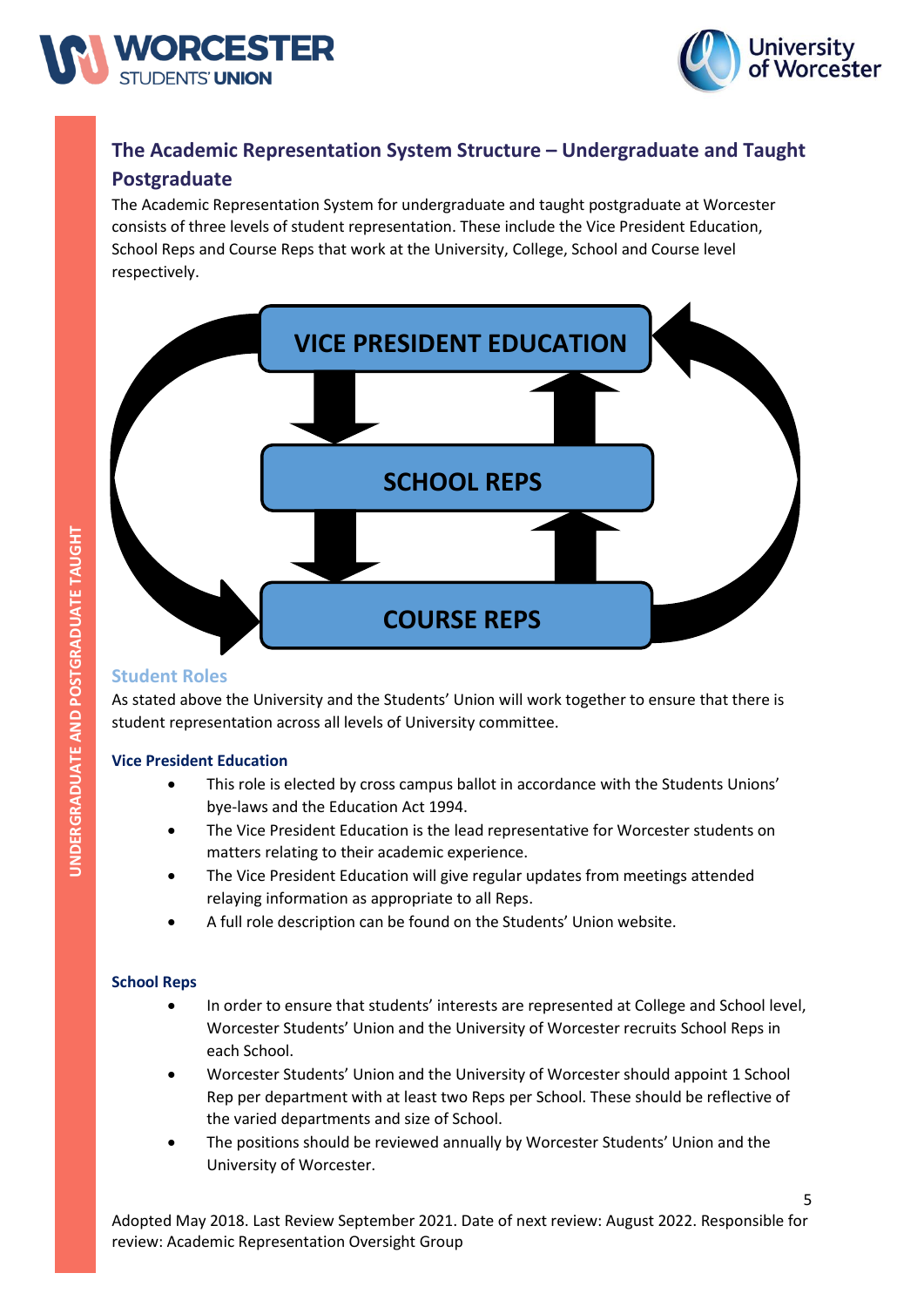## The Academic Representation System Structure – Undergraduate and Taught Postgraduate

The Academic Representation System for undergraduate and taught postgraduate at Worcester consists of three levels of student representation. These include the Vice President Education, School Reps and Course Reps that work at the University, College, School and Course level respectively.

VICE PRESIDENT EDUCATION

SCHOOL REPS

COURSE REPS

### Student Roles

As stated above the University and the Students' Union will work together to ensure that there is student representation across all levels of University committee.

#### Vice President Education

- This role is elected by cross campus ballot in accordance with the Students Unions' bye-laws and the Education Act 1994.
- The Vice President Education is the lead representative for Worcester students on matters relating to their academic experience.
- The Vice President Education will give regular updates from meetings attended relaying information as appropriate to all Reps.
- A full role description can be found on the Students' Union website.

#### School Reps

- In order to ensure that students' interests are represented at College and School level, Worcester Students' Union and the University of Worcester recruits School Reps in each School.
- Worcester Students' Union and the University of Worcester should appoint 1 School Rep per department with at least two Reps per School. These should be reflective of the varied departments and size of School.
- The positions should be reviewed annually by Worcester Students' Union and the University of Worcester.

Adopted May 2018. Last Review September 2021. Date of next review: August 2022. Responsible for review: Academic Representation Oversight Group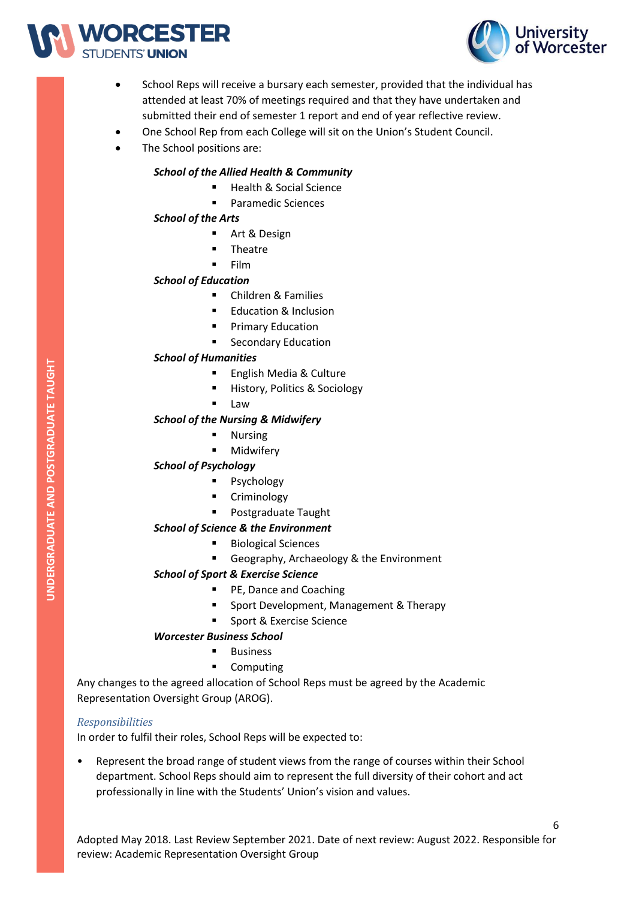- School Reps will receive a bursary each semester, provided that the individual has attended at least 70% of meetings required and that they have undertaken and submitted their end of semester 1 report and end of year reflective review.
- One School Rep from each College will sit on the Union's Student Council.
- The School positions are:

***School of the Allied Health & Community***

- Health & Social Science
- Paramedic Sciences

***School of the Arts***

- Art & Design
- Theatre
- Film

***School of Education***

- Children & Families
- Education & Inclusion
- Primary Education
- Secondary Education

***School of Humanities***

- English Media & Culture
- History, Politics & Sociology
- Law

***School of the Nursing & Midwifery***

- Nursing
- Midwifery

***School of Psychology***

- Psychology
- Criminology
- Postgraduate Taught

***School of Science & the Environment***

- Biological Sciences
- Geography, Archaeology & the Environment

***School of Sport & Exercise Science***

- PE, Dance and Coaching
- Sport Development, Management & Therapy
- Sport & Exercise Science

***Worcester Business School***

- Business
- Computing

Any changes to the agreed allocation of School Reps must be agreed by the Academic Representation Oversight Group (AROG).

*Responsibilities*

In order to fulfil their roles, School Reps will be expected to:

- Represent the broad range of student views from the range of courses within their School department. School Reps should aim to represent the full diversity of their cohort and act professionally in line with the Students' Union's vision and values.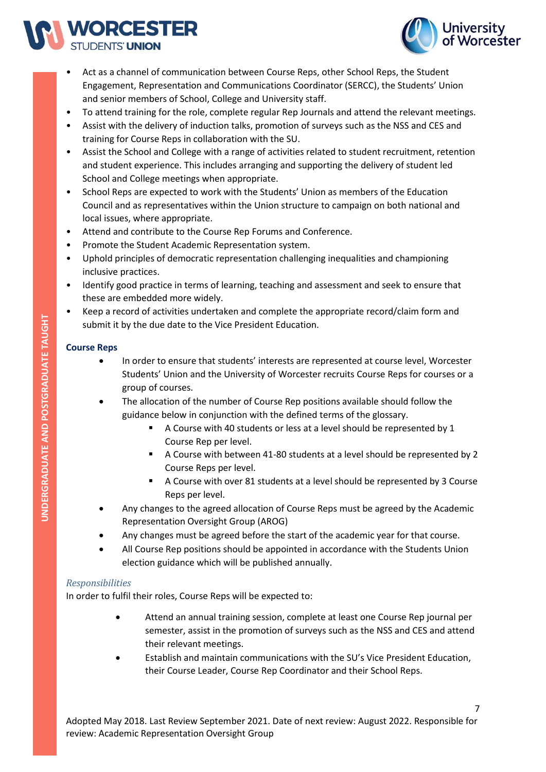- Act as a channel of communication between Course Reps, other School Reps, the Student Engagement, Representation and Communications Coordinator (SERCC), the Students' Union and senior members of School, College and University staff.
- To attend training for the role, complete regular Rep Journals and attend the relevant meetings.
- Assist with the delivery of induction talks, promotion of surveys such as the NSS and CES and training for Course Reps in collaboration with the SU.
- Assist the School and College with a range of activities related to student recruitment, retention and student experience. This includes arranging and supporting the delivery of student led School and College meetings when appropriate.
- School Reps are expected to work with the Students' Union as members of the Education Council and as representatives within the Union structure to campaign on both national and local issues, where appropriate.
- Attend and contribute to the Course Rep Forums and Conference.
- Promote the Student Academic Representation system.
- Uphold principles of democratic representation challenging inequalities and championing inclusive practices.
- Identify good practice in terms of learning, teaching and assessment and seek to ensure that these are embedded more widely.
- Keep a record of activities undertaken and complete the appropriate record/claim form and submit it by the due date to the Vice President Education.

### Course Reps

- In order to ensure that students' interests are represented at course level, Worcester Students' Union and the University of Worcester recruits Course Reps for courses or a group of courses.
- The allocation of the number of Course Rep positions available should follow the guidance below in conjunction with the defined terms of the glossary.
  - A Course with 40 students or less at a level should be represented by 1 Course Rep per level.
  - A Course with between 41-80 students at a level should be represented by 2 Course Reps per level.
  - A Course with over 81 students at a level should be represented by 3 Course Reps per level.
- Any changes to the agreed allocation of Course Reps must be agreed by the Academic Representation Oversight Group (AROG)
- Any changes must be agreed before the start of the academic year for that course.
- All Course Rep positions should be appointed in accordance with the Students Union election guidance which will be published annually.

*Responsibilities*

In order to fulfil their roles, Course Reps will be expected to:

- Attend an annual training session, complete at least one Course Rep journal per semester, assist in the promotion of surveys such as the NSS and CES and attend their relevant meetings.
- Establish and maintain communications with the SU's Vice President Education, their Course Leader, Course Rep Coordinator and their School Reps.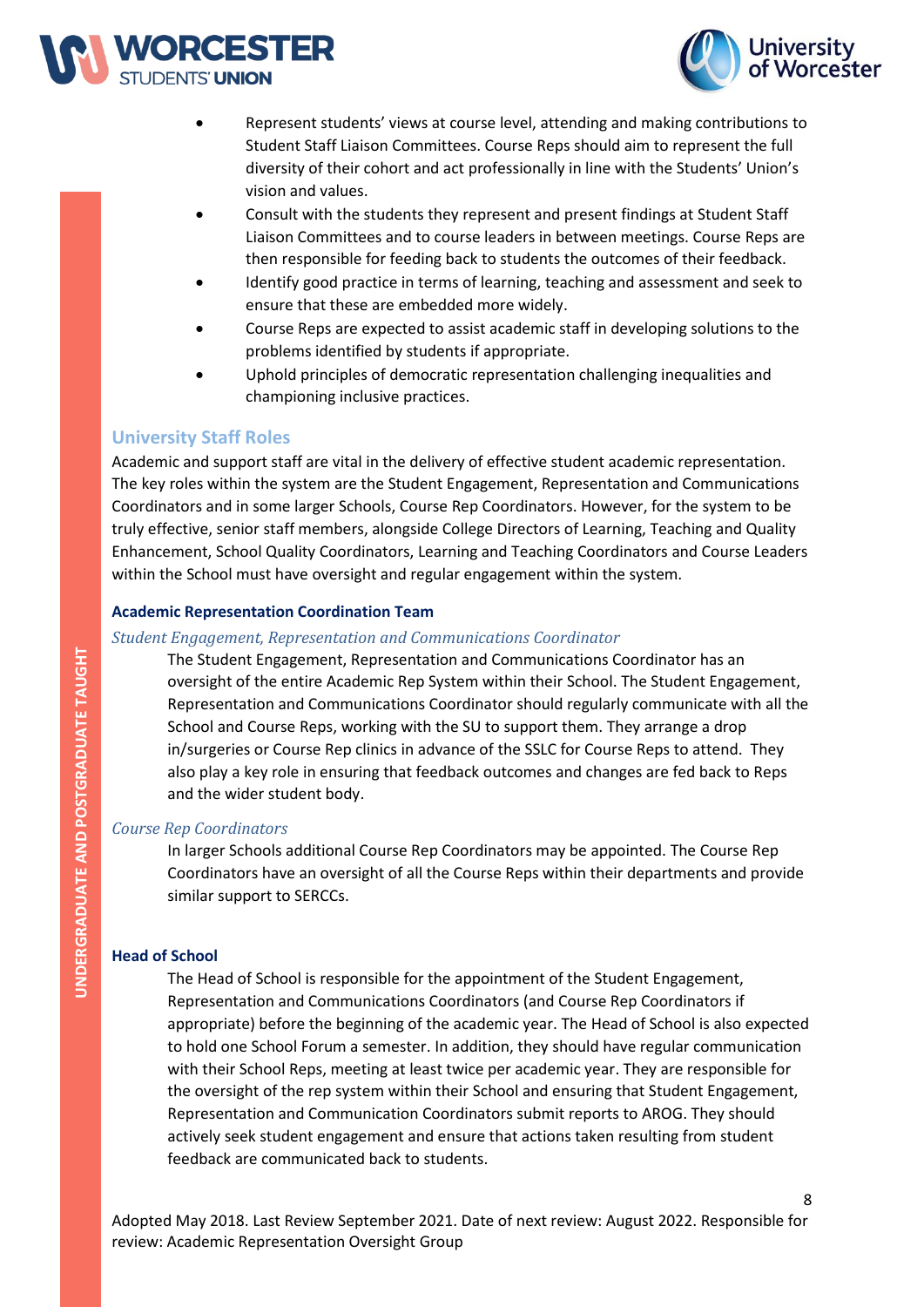- Represent students' views at course level, attending and making contributions to Student Staff Liaison Committees. Course Reps should aim to represent the full diversity of their cohort and act professionally in line with the Students' Union's vision and values.
- Consult with the students they represent and present findings at Student Staff Liaison Committees and to course leaders in between meetings. Course Reps are then responsible for feeding back to students the outcomes of their feedback.
- Identify good practice in terms of learning, teaching and assessment and seek to ensure that these are embedded more widely.
- Course Reps are expected to assist academic staff in developing solutions to the problems identified by students if appropriate.
- Uphold principles of democratic representation challenging inequalities and championing inclusive practices.

## University Staff Roles

Academic and support staff are vital in the delivery of effective student academic representation. The key roles within the system are the Student Engagement, Representation and Communications Coordinators and in some larger Schools, Course Rep Coordinators. However, for the system to be truly effective, senior staff members, alongside College Directors of Learning, Teaching and Quality Enhancement, School Quality Coordinators, Learning and Teaching Coordinators and Course Leaders within the School must have oversight and regular engagement within the system.

### Academic Representation Coordination Team

*Student Engagement, Representation and Communications Coordinator*

The Student Engagement, Representation and Communications Coordinator has an oversight of the entire Academic Rep System within their School. The Student Engagement, Representation and Communications Coordinator should regularly communicate with all the School and Course Reps, working with the SU to support them. They arrange a drop in/surgeries or Course Rep clinics in advance of the SSLC for Course Reps to attend. They also play a key role in ensuring that feedback outcomes and changes are fed back to Reps and the wider student body.

*Course Rep Coordinators*

In larger Schools additional Course Rep Coordinators may be appointed. The Course Rep Coordinators have an oversight of all the Course Reps within their departments and provide similar support to SERCCs.

### Head of School

The Head of School is responsible for the appointment of the Student Engagement, Representation and Communications Coordinators (and Course Rep Coordinators if appropriate) before the beginning of the academic year. The Head of School is also expected to hold one School Forum a semester. In addition, they should have regular communication with their School Reps, meeting at least twice per academic year. They are responsible for the oversight of the rep system within their School and ensuring that Student Engagement, Representation and Communication Coordinators submit reports to AROG. They should actively seek student engagement and ensure that actions taken resulting from student feedback are communicated back to students.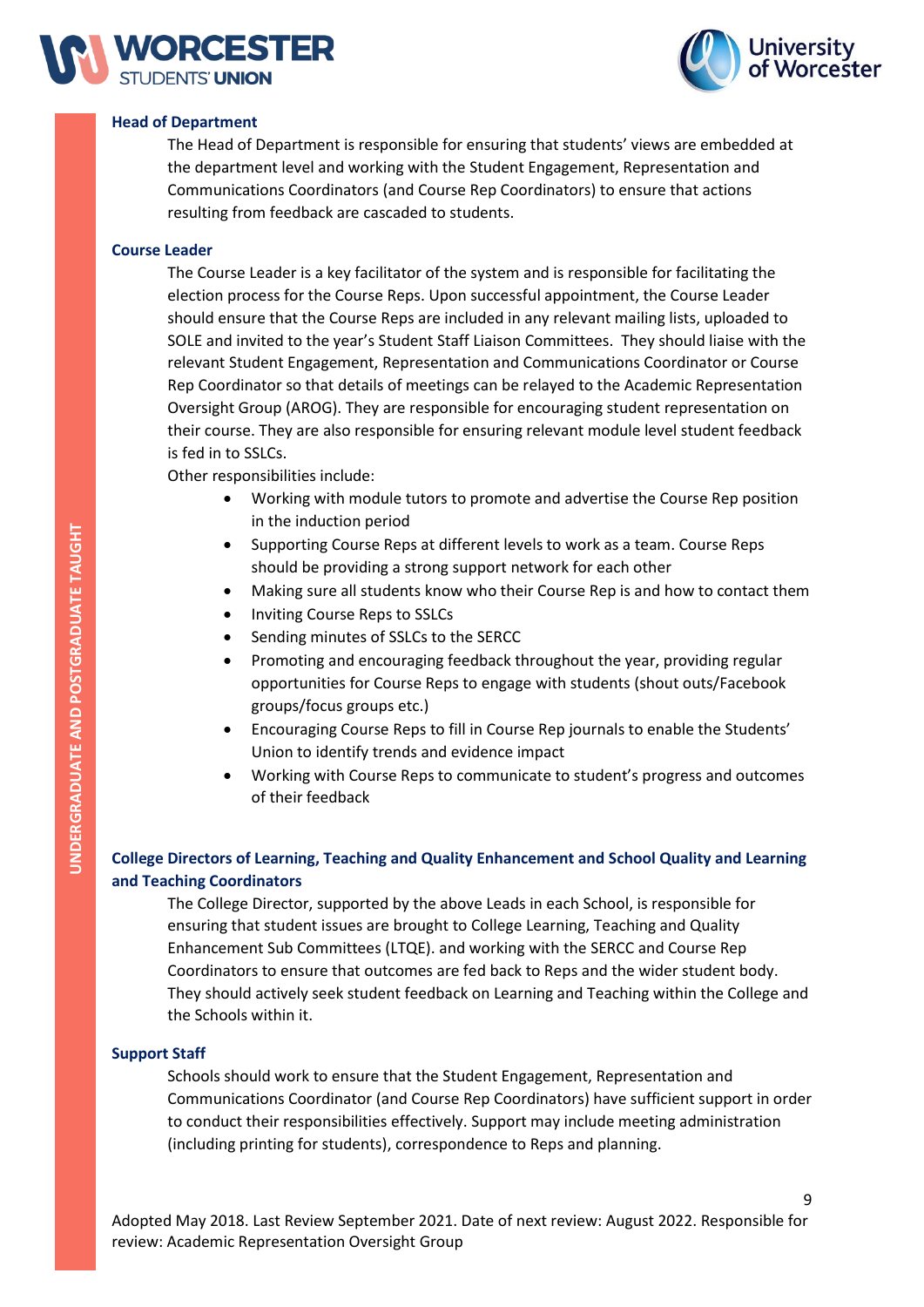### Head of Department

The Head of Department is responsible for ensuring that students' views are embedded at the department level and working with the Student Engagement, Representation and Communications Coordinators (and Course Rep Coordinators) to ensure that actions resulting from feedback are cascaded to students.

### Course Leader

The Course Leader is a key facilitator of the system and is responsible for facilitating the election process for the Course Reps. Upon successful appointment, the Course Leader should ensure that the Course Reps are included in any relevant mailing lists, uploaded to SOLE and invited to the year's Student Staff Liaison Committees. They should liaise with the relevant Student Engagement, Representation and Communications Coordinator or Course Rep Coordinator so that details of meetings can be relayed to the Academic Representation Oversight Group (AROG). They are responsible for encouraging student representation on their course. They are also responsible for ensuring relevant module level student feedback is fed in to SSLCs.

Other responsibilities include:

- Working with module tutors to promote and advertise the Course Rep position in the induction period
- Supporting Course Reps at different levels to work as a team. Course Reps should be providing a strong support network for each other
- Making sure all students know who their Course Rep is and how to contact them
- Inviting Course Reps to SSLCs
- Sending minutes of SSLCs to the SERCC
- Promoting and encouraging feedback throughout the year, providing regular opportunities for Course Reps to engage with students (shout outs/Facebook groups/focus groups etc.)
- Encouraging Course Reps to fill in Course Rep journals to enable the Students' Union to identify trends and evidence impact
- Working with Course Reps to communicate to student's progress and outcomes of their feedback

### College Directors of Learning, Teaching and Quality Enhancement and School Quality and Learning and Teaching Coordinators

The College Director, supported by the above Leads in each School, is responsible for ensuring that student issues are brought to College Learning, Teaching and Quality Enhancement Sub Committees (LTQE). and working with the SERCC and Course Rep Coordinators to ensure that outcomes are fed back to Reps and the wider student body. They should actively seek student feedback on Learning and Teaching within the College and the Schools within it.

### Support Staff

Schools should work to ensure that the Student Engagement, Representation and Communications Coordinator (and Course Rep Coordinators) have sufficient support in order to conduct their responsibilities effectively. Support may include meeting administration (including printing for students), correspondence to Reps and planning.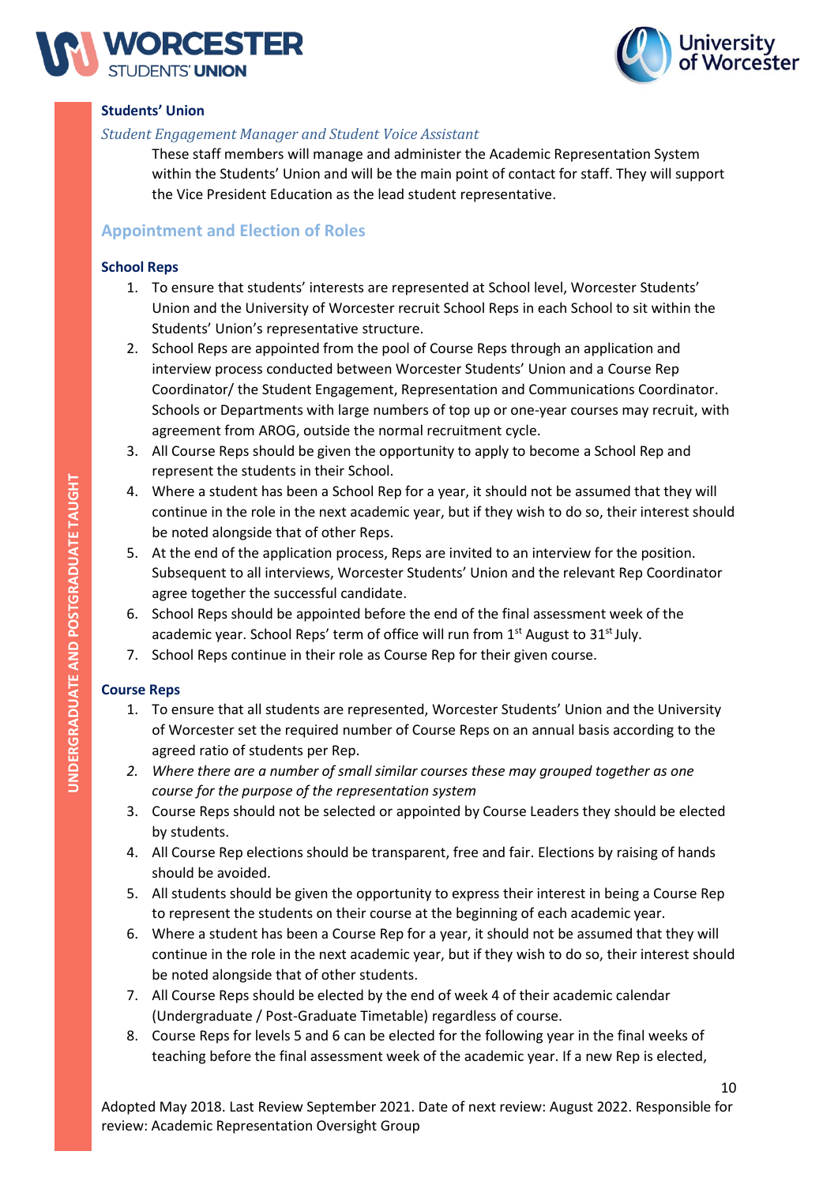**Students' Union**

*Student Engagement Manager and Student Voice Assistant*

These staff members will manage and administer the Academic Representation System within the Students' Union and will be the main point of contact for staff. They will support the Vice President Education as the lead student representative.

## Appointment and Election of Roles

**School Reps**

1. To ensure that students' interests are represented at School level, Worcester Students' Union and the University of Worcester recruit School Reps in each School to sit within the Students' Union's representative structure.
2. School Reps are appointed from the pool of Course Reps through an application and interview process conducted between Worcester Students' Union and a Course Rep Coordinator/ the Student Engagement, Representation and Communications Coordinator. Schools or Departments with large numbers of top up or one-year courses may recruit, with agreement from AROG, outside the normal recruitment cycle.
3. All Course Reps should be given the opportunity to apply to become a School Rep and represent the students in their School.
4. Where a student has been a School Rep for a year, it should not be assumed that they will continue in the role in the next academic year, but if they wish to do so, their interest should be noted alongside that of other Reps.
5. At the end of the application process, Reps are invited to an interview for the position. Subsequent to all interviews, Worcester Students' Union and the relevant Rep Coordinator agree together the successful candidate.
6. School Reps should be appointed before the end of the final assessment week of the academic year. School Reps' term of office will run from 1st August to 31st July.
7. School Reps continue in their role as Course Rep for their given course.

**Course Reps**

1. To ensure that all students are represented, Worcester Students' Union and the University of Worcester set the required number of Course Reps on an annual basis according to the agreed ratio of students per Rep.
2. *Where there are a number of small similar courses these may grouped together as one course for the purpose of the representation system*
3. Course Reps should not be selected or appointed by Course Leaders they should be elected by students.
4. All Course Rep elections should be transparent, free and fair. Elections by raising of hands should be avoided.
5. All students should be given the opportunity to express their interest in being a Course Rep to represent the students on their course at the beginning of each academic year.
6. Where a student has been a Course Rep for a year, it should not be assumed that they will continue in the role in the next academic year, but if they wish to do so, their interest should be noted alongside that of other students.
7. All Course Reps should be elected by the end of week 4 of their academic calendar (Undergraduate / Post-Graduate Timetable) regardless of course.
8. Course Reps for levels 5 and 6 can be elected for the following year in the final weeks of teaching before the final assessment week of the academic year. If a new Rep is elected,

Adopted May 2018. Last Review September 2021. Date of next review: August 2022. Responsible for review: Academic Representation Oversight Group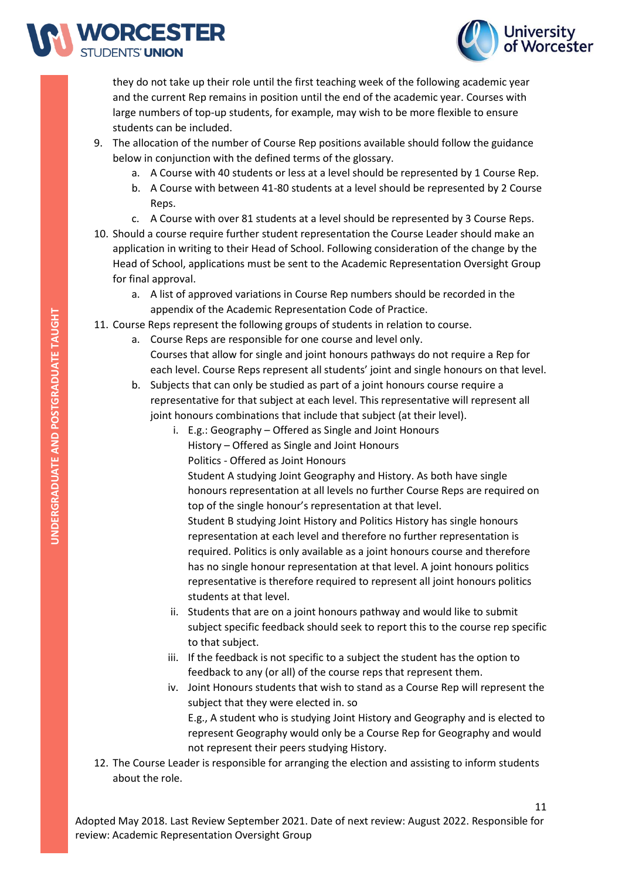they do not take up their role until the first teaching week of the following academic year and the current Rep remains in position until the end of the academic year. Courses with large numbers of top-up students, for example, may wish to be more flexible to ensure students can be included.

9. The allocation of the number of Course Rep positions available should follow the guidance below in conjunction with the defined terms of the glossary.
   a. A Course with 40 students or less at a level should be represented by 1 Course Rep.
   b. A Course with between 41-80 students at a level should be represented by 2 Course Reps.
   c. A Course with over 81 students at a level should be represented by 3 Course Reps.
10. Should a course require further student representation the Course Leader should make an application in writing to their Head of School. Following consideration of the change by the Head of School, applications must be sent to the Academic Representation Oversight Group for final approval.
    a. A list of approved variations in Course Rep numbers should be recorded in the appendix of the Academic Representation Code of Practice.
11. Course Reps represent the following groups of students in relation to course.
    a. Course Reps are responsible for one course and level only.
       Courses that allow for single and joint honours pathways do not require a Rep for each level. Course Reps represent all students' joint and single honours on that level.
    b. Subjects that can only be studied as part of a joint honours course require a representative for that subject at each level. This representative will represent all joint honours combinations that include that subject (at their level).
       i. E.g.: Geography – Offered as Single and Joint Honours
          History – Offered as Single and Joint Honours
          Politics - Offered as Joint Honours
          Student A studying Joint Geography and History. As both have single honours representation at all levels no further Course Reps are required on top of the single honour's representation at that level.
          Student B studying Joint History and Politics History has single honours representation at each level and therefore no further representation is required. Politics is only available as a joint honours course and therefore has no single honour representation at that level. A joint honours politics representative is therefore required to represent all joint honours politics students at that level.
       ii. Students that are on a joint honours pathway and would like to submit subject specific feedback should seek to report this to the course rep specific to that subject.
       iii. If the feedback is not specific to a subject the student has the option to feedback to any (or all) of the course reps that represent them.
       iv. Joint Honours students that wish to stand as a Course Rep will represent the subject that they were elected in. so
          E.g., A student who is studying Joint History and Geography and is elected to represent Geography would only be a Course Rep for Geography and would not represent their peers studying History.
12. The Course Leader is responsible for arranging the election and assisting to inform students about the role.

Adopted May 2018. Last Review September 2021. Date of next review: August 2022. Responsible for review: Academic Representation Oversight Group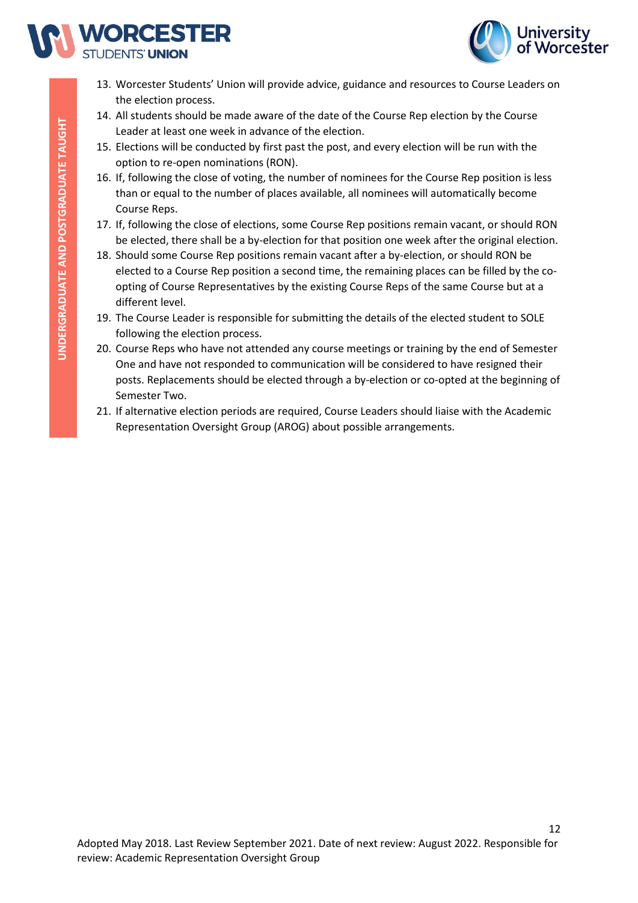13. Worcester Students' Union will provide advice, guidance and resources to Course Leaders on the election process.
14. All students should be made aware of the date of the Course Rep election by the Course Leader at least one week in advance of the election.
15. Elections will be conducted by first past the post, and every election will be run with the option to re-open nominations (RON).
16. If, following the close of voting, the number of nominees for the Course Rep position is less than or equal to the number of places available, all nominees will automatically become Course Reps.
17. If, following the close of elections, some Course Rep positions remain vacant, or should RON be elected, there shall be a by-election for that position one week after the original election.
18. Should some Course Rep positions remain vacant after a by-election, or should RON be elected to a Course Rep position a second time, the remaining places can be filled by the co-opting of Course Representatives by the existing Course Reps of the same Course but at a different level.
19. The Course Leader is responsible for submitting the details of the elected student to SOLE following the election process.
20. Course Reps who have not attended any course meetings or training by the end of Semester One and have not responded to communication will be considered to have resigned their posts. Replacements should be elected through a by-election or co-opted at the beginning of Semester Two.
21. If alternative election periods are required, Course Leaders should liaise with the Academic Representation Oversight Group (AROG) about possible arrangements.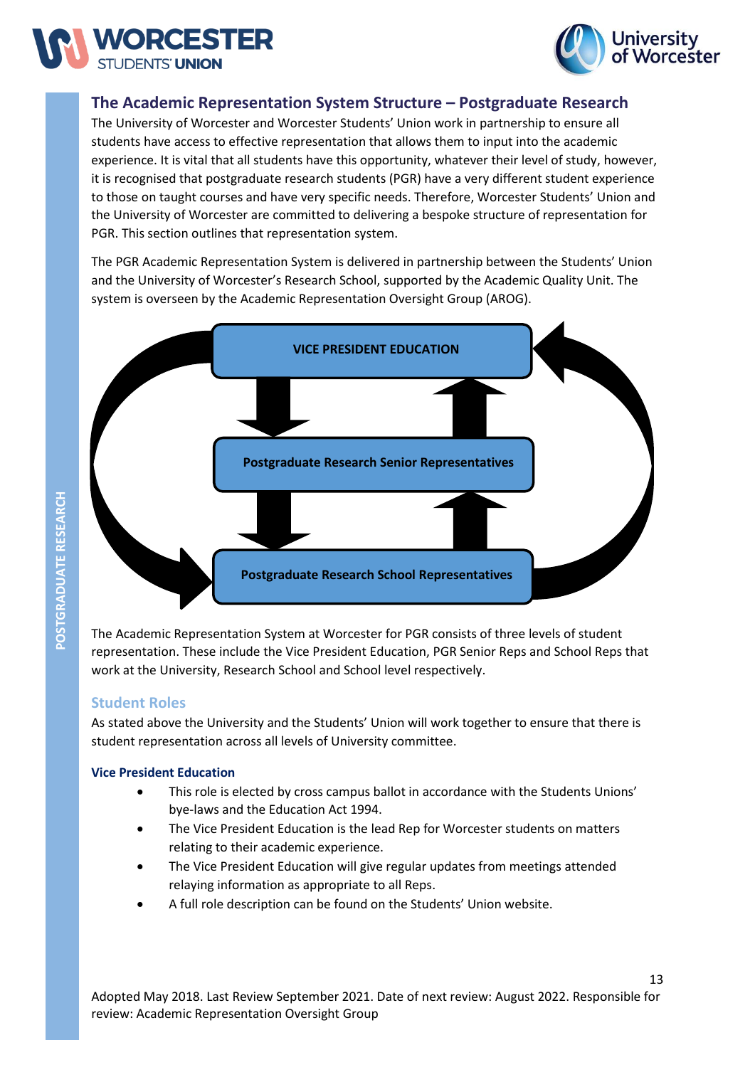## The Academic Representation System Structure – Postgraduate Research

The University of Worcester and Worcester Students' Union work in partnership to ensure all students have access to effective representation that allows them to input into the academic experience. It is vital that all students have this opportunity, whatever their level of study, however, it is recognised that postgraduate research students (PGR) have a very different student experience to those on taught courses and have very specific needs. Therefore, Worcester Students' Union and the University of Worcester are committed to delivering a bespoke structure of representation for PGR. This section outlines that representation system.

The PGR Academic Representation System is delivered in partnership between the Students' Union and the University of Worcester's Research School, supported by the Academic Quality Unit. The system is overseen by the Academic Representation Oversight Group (AROG).

**VICE PRESIDENT EDUCATION**

**Postgraduate Research Senior Representatives**

**Postgraduate Research School Representatives**

The Academic Representation System at Worcester for PGR consists of three levels of student representation. These include the Vice President Education, PGR Senior Reps and School Reps that work at the University, Research School and School level respectively.

### Student Roles

As stated above the University and the Students' Union will work together to ensure that there is student representation across all levels of University committee.

#### Vice President Education

- This role is elected by cross campus ballot in accordance with the Students Unions' bye-laws and the Education Act 1994.
- The Vice President Education is the lead Rep for Worcester students on matters relating to their academic experience.
- The Vice President Education will give regular updates from meetings attended relaying information as appropriate to all Reps.
- A full role description can be found on the Students' Union website.

Adopted May 2018. Last Review September 2021. Date of next review: August 2022. Responsible for review: Academic Representation Oversight Group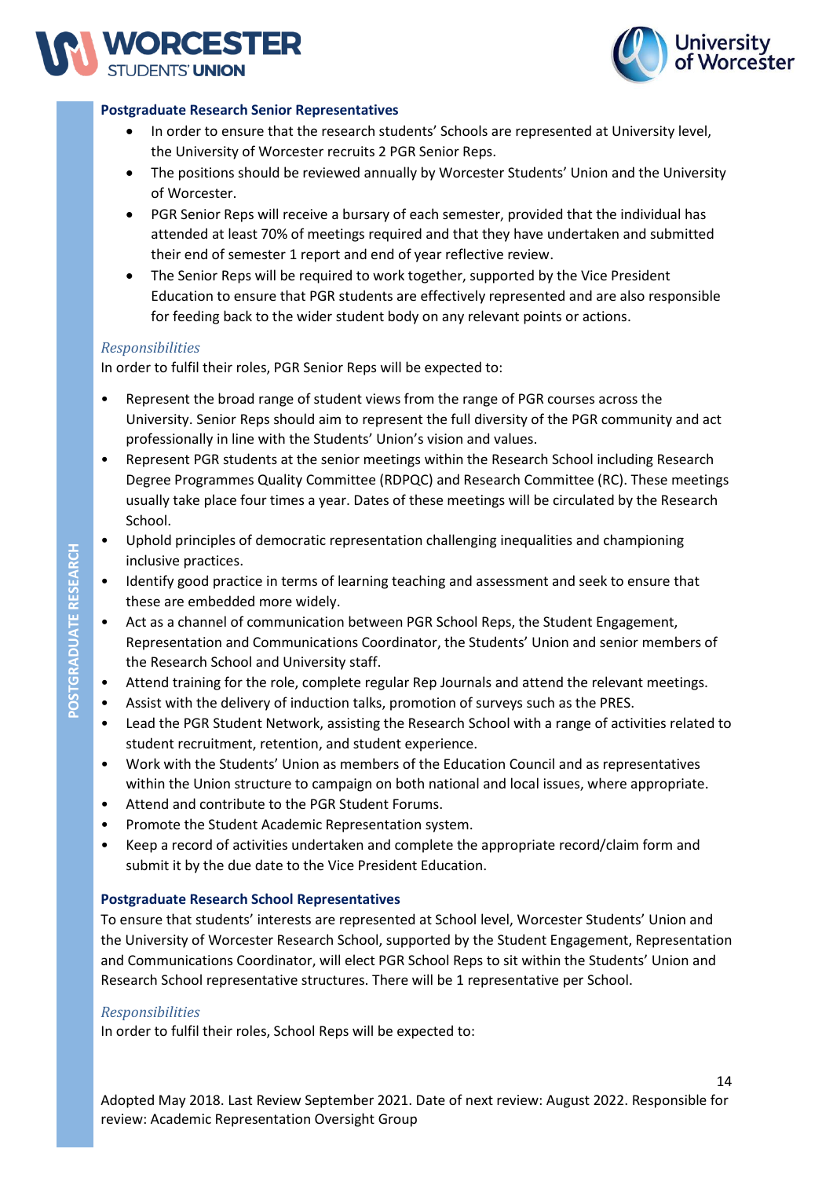### Postgraduate Research Senior Representatives

- In order to ensure that the research students' Schools are represented at University level, the University of Worcester recruits 2 PGR Senior Reps.
- The positions should be reviewed annually by Worcester Students' Union and the University of Worcester.
- PGR Senior Reps will receive a bursary of each semester, provided that the individual has attended at least 70% of meetings required and that they have undertaken and submitted their end of semester 1 report and end of year reflective review.
- The Senior Reps will be required to work together, supported by the Vice President Education to ensure that PGR students are effectively represented and are also responsible for feeding back to the wider student body on any relevant points or actions.

*Responsibilities*

In order to fulfil their roles, PGR Senior Reps will be expected to:

- Represent the broad range of student views from the range of PGR courses across the University. Senior Reps should aim to represent the full diversity of the PGR community and act professionally in line with the Students' Union's vision and values.
- Represent PGR students at the senior meetings within the Research School including Research Degree Programmes Quality Committee (RDPQC) and Research Committee (RC). These meetings usually take place four times a year. Dates of these meetings will be circulated by the Research School.
- Uphold principles of democratic representation challenging inequalities and championing inclusive practices.
- Identify good practice in terms of learning teaching and assessment and seek to ensure that these are embedded more widely.
- Act as a channel of communication between PGR School Reps, the Student Engagement, Representation and Communications Coordinator, the Students' Union and senior members of the Research School and University staff.
- Attend training for the role, complete regular Rep Journals and attend the relevant meetings.
- Assist with the delivery of induction talks, promotion of surveys such as the PRES.
- Lead the PGR Student Network, assisting the Research School with a range of activities related to student recruitment, retention, and student experience.
- Work with the Students' Union as members of the Education Council and as representatives within the Union structure to campaign on both national and local issues, where appropriate.
- Attend and contribute to the PGR Student Forums.
- Promote the Student Academic Representation system.
- Keep a record of activities undertaken and complete the appropriate record/claim form and submit it by the due date to the Vice President Education.

### Postgraduate Research School Representatives

To ensure that students' interests are represented at School level, Worcester Students' Union and the University of Worcester Research School, supported by the Student Engagement, Representation and Communications Coordinator, will elect PGR School Reps to sit within the Students' Union and Research School representative structures. There will be 1 representative per School.

*Responsibilities*

In order to fulfil their roles, School Reps will be expected to:

Adopted May 2018. Last Review September 2021. Date of next review: August 2022. Responsible for review: Academic Representation Oversight Group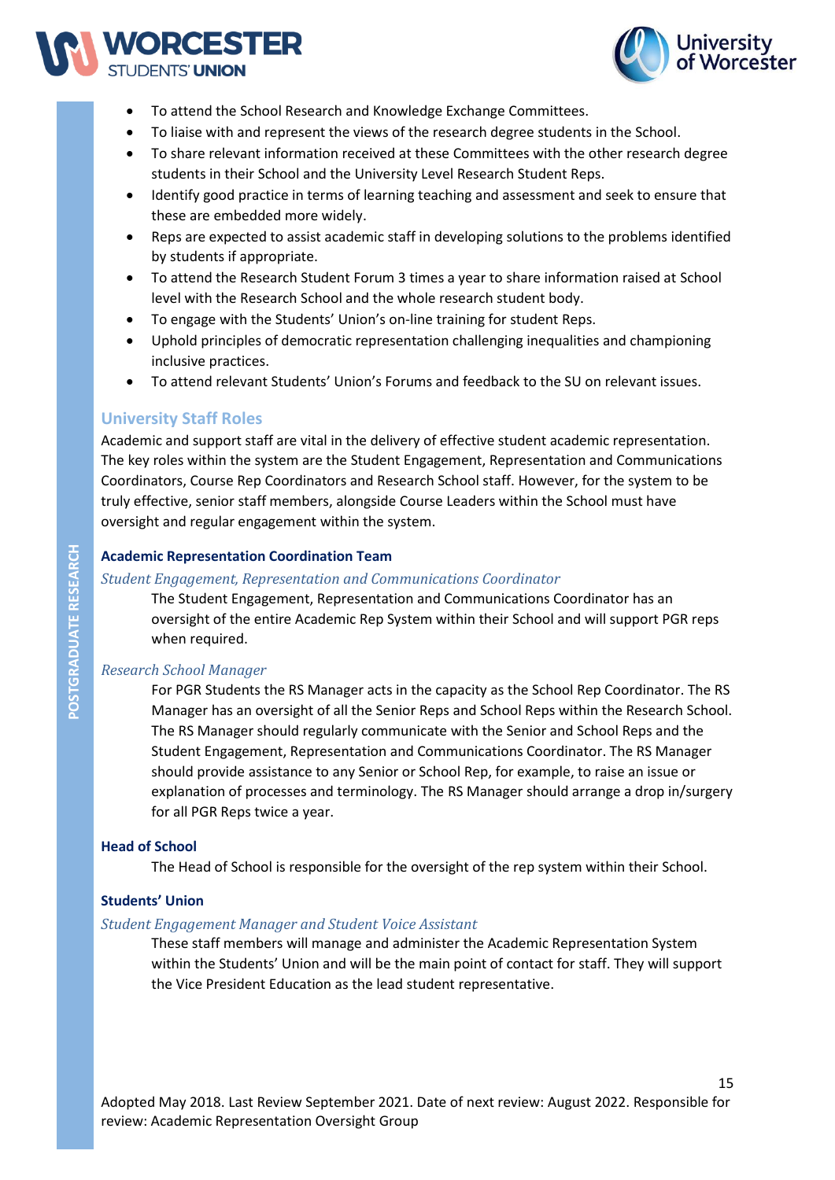- To attend the School Research and Knowledge Exchange Committees.
- To liaise with and represent the views of the research degree students in the School.
- To share relevant information received at these Committees with the other research degree students in their School and the University Level Research Student Reps.
- Identify good practice in terms of learning teaching and assessment and seek to ensure that these are embedded more widely.
- Reps are expected to assist academic staff in developing solutions to the problems identified by students if appropriate.
- To attend the Research Student Forum 3 times a year to share information raised at School level with the Research School and the whole research student body.
- To engage with the Students' Union's on-line training for student Reps.
- Uphold principles of democratic representation challenging inequalities and championing inclusive practices.
- To attend relevant Students' Union's Forums and feedback to the SU on relevant issues.

## University Staff Roles

Academic and support staff are vital in the delivery of effective student academic representation. The key roles within the system are the Student Engagement, Representation and Communications Coordinators, Course Rep Coordinators and Research School staff. However, for the system to be truly effective, senior staff members, alongside Course Leaders within the School must have oversight and regular engagement within the system.

### Academic Representation Coordination Team

*Student Engagement, Representation and Communications Coordinator*

The Student Engagement, Representation and Communications Coordinator has an oversight of the entire Academic Rep System within their School and will support PGR reps when required.

*Research School Manager*

For PGR Students the RS Manager acts in the capacity as the School Rep Coordinator. The RS Manager has an oversight of all the Senior Reps and School Reps within the Research School. The RS Manager should regularly communicate with the Senior and School Reps and the Student Engagement, Representation and Communications Coordinator. The RS Manager should provide assistance to any Senior or School Rep, for example, to raise an issue or explanation of processes and terminology. The RS Manager should arrange a drop in/surgery for all PGR Reps twice a year.

### Head of School

The Head of School is responsible for the oversight of the rep system within their School.

### Students' Union

*Student Engagement Manager and Student Voice Assistant*

These staff members will manage and administer the Academic Representation System within the Students' Union and will be the main point of contact for staff. They will support the Vice President Education as the lead student representative.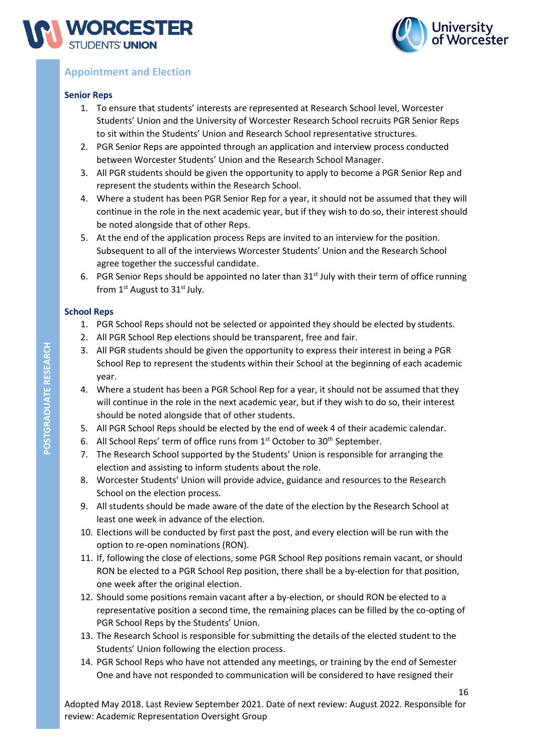## Appointment and Election

### Senior Reps

1. To ensure that students' interests are represented at Research School level, Worcester Students' Union and the University of Worcester Research School recruits PGR Senior Reps to sit within the Students' Union and Research School representative structures.
2. PGR Senior Reps are appointed through an application and interview process conducted between Worcester Students' Union and the Research School Manager.
3. All PGR students should be given the opportunity to apply to become a PGR Senior Rep and represent the students within the Research School.
4. Where a student has been PGR Senior Rep for a year, it should not be assumed that they will continue in the role in the next academic year, but if they wish to do so, their interest should be noted alongside that of other Reps.
5. At the end of the application process Reps are invited to an interview for the position. Subsequent to all of the interviews Worcester Students' Union and the Research School agree together the successful candidate.
6. PGR Senior Reps should be appointed no later than 31st July with their term of office running from 1st August to 31st July.

### School Reps

1. PGR School Reps should not be selected or appointed they should be elected by students.
2. All PGR School Rep elections should be transparent, free and fair.
3. All PGR students should be given the opportunity to express their interest in being a PGR School Rep to represent the students within their School at the beginning of each academic year.
4. Where a student has been a PGR School Rep for a year, it should not be assumed that they will continue in the role in the next academic year, but if they wish to do so, their interest should be noted alongside that of other students.
5. All PGR School Reps should be elected by the end of week 4 of their academic calendar.
6. All School Reps' term of office runs from 1st October to 30th September.
7. The Research School supported by the Students' Union is responsible for arranging the election and assisting to inform students about the role.
8. Worcester Students' Union will provide advice, guidance and resources to the Research School on the election process.
9. All students should be made aware of the date of the election by the Research School at least one week in advance of the election.
10. Elections will be conducted by first past the post, and every election will be run with the option to re-open nominations (RON).
11. If, following the close of elections, some PGR School Rep positions remain vacant, or should RON be elected to a PGR School Rep position, there shall be a by-election for that position, one week after the original election.
12. Should some positions remain vacant after a by-election, or should RON be elected to a representative position a second time, the remaining places can be filled by the co-opting of PGR School Reps by the Students' Union.
13. The Research School is responsible for submitting the details of the elected student to the Students' Union following the election process.
14. PGR School Reps who have not attended any meetings, or training by the end of Semester One and have not responded to communication will be considered to have resigned their

Adopted May 2018. Last Review September 2021. Date of next review: August 2022. Responsible for review: Academic Representation Oversight Group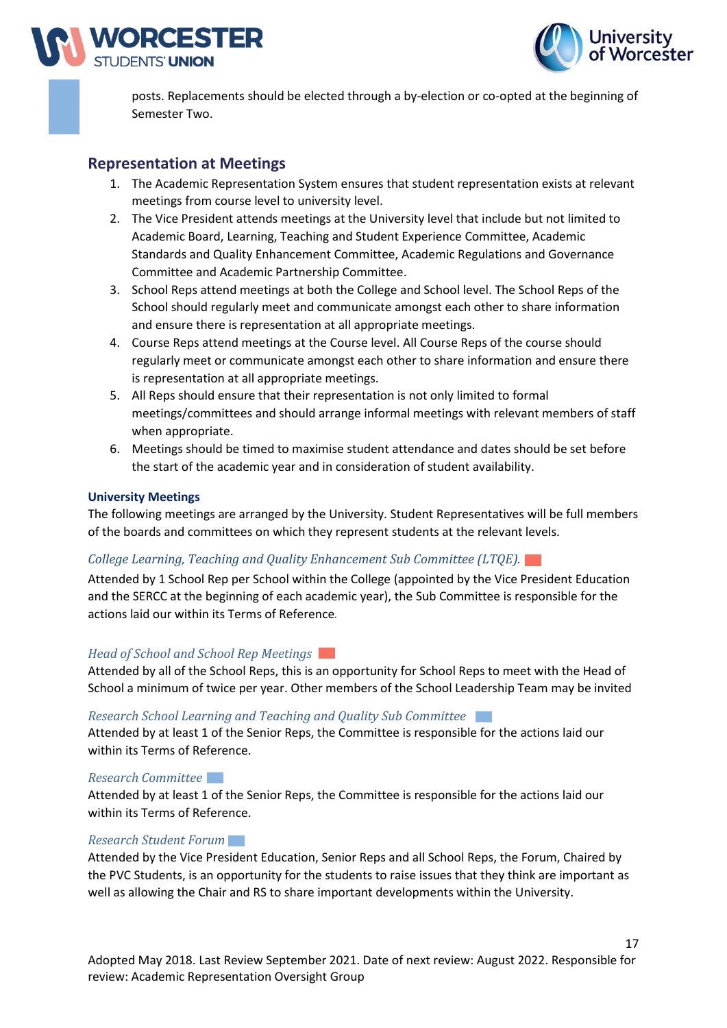posts. Replacements should be elected through a by-election or co-opted at the beginning of Semester Two.

## Representation at Meetings

1. The Academic Representation System ensures that student representation exists at relevant meetings from course level to university level.
2. The Vice President attends meetings at the University level that include but not limited to Academic Board, Learning, Teaching and Student Experience Committee, Academic Standards and Quality Enhancement Committee, Academic Regulations and Governance Committee and Academic Partnership Committee.
3. School Reps attend meetings at both the College and School level. The School Reps of the School should regularly meet and communicate amongst each other to share information and ensure there is representation at all appropriate meetings.
4. Course Reps attend meetings at the Course level. All Course Reps of the course should regularly meet or communicate amongst each other to share information and ensure there is representation at all appropriate meetings.
5. All Reps should ensure that their representation is not only limited to formal meetings/committees and should arrange informal meetings with relevant members of staff when appropriate.
6. Meetings should be timed to maximise student attendance and dates should be set before the start of the academic year and in consideration of student availability.

### University Meetings

The following meetings are arranged by the University. Student Representatives will be full members of the boards and committees on which they represent students at the relevant levels.

*College Learning, Teaching and Quality Enhancement Sub Committee (LTQE).*

Attended by 1 School Rep per School within the College (appointed by the Vice President Education and the SERCC at the beginning of each academic year), the Sub Committee is responsible for the actions laid our within its Terms of Reference.

*Head of School and School Rep Meetings*

Attended by all of the School Reps, this is an opportunity for School Reps to meet with the Head of School a minimum of twice per year. Other members of the School Leadership Team may be invited

*Research School Learning and Teaching and Quality Sub Committee*

Attended by at least 1 of the Senior Reps, the Committee is responsible for the actions laid our within its Terms of Reference.

*Research Committee*

Attended by at least 1 of the Senior Reps, the Committee is responsible for the actions laid our within its Terms of Reference.

*Research Student Forum*

Attended by the Vice President Education, Senior Reps and all School Reps, the Forum, Chaired by the PVC Students, is an opportunity for the students to raise issues that they think are important as well as allowing the Chair and RS to share important developments within the University.

Adopted May 2018. Last Review September 2021. Date of next review: August 2022. Responsible for review: Academic Representation Oversight Group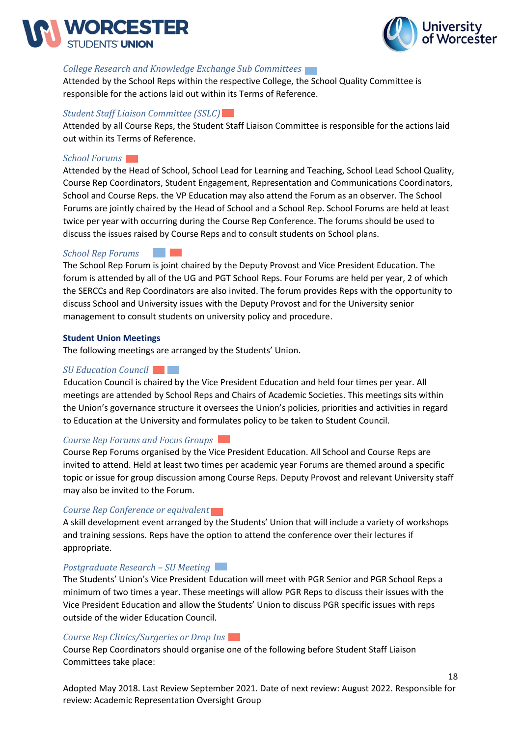*College Research and Knowledge Exchange Sub Committees*

Attended by the School Reps within the respective College, the School Quality Committee is responsible for the actions laid out within its Terms of Reference.

*Student Staff Liaison Committee (SSLC)*

Attended by all Course Reps, the Student Staff Liaison Committee is responsible for the actions laid out within its Terms of Reference.

*School Forums*

Attended by the Head of School, School Lead for Learning and Teaching, School Lead School Quality, Course Rep Coordinators, Student Engagement, Representation and Communications Coordinators, School and Course Reps. the VP Education may also attend the Forum as an observer. The School Forums are jointly chaired by the Head of School and a School Rep. School Forums are held at least twice per year with occurring during the Course Rep Conference. The forums should be used to discuss the issues raised by Course Reps and to consult students on School plans.

*School Rep Forums*

The School Rep Forum is joint chaired by the Deputy Provost and Vice President Education. The forum is attended by all of the UG and PGT School Reps. Four Forums are held per year, 2 of which the SERCCs and Rep Coordinators are also invited. The forum provides Reps with the opportunity to discuss School and University issues with the Deputy Provost and for the University senior management to consult students on university policy and procedure.

**Student Union Meetings**

The following meetings are arranged by the Students' Union.

*SU Education Council*

Education Council is chaired by the Vice President Education and held four times per year. All meetings are attended by School Reps and Chairs of Academic Societies. This meetings sits within the Union's governance structure it oversees the Union's policies, priorities and activities in regard to Education at the University and formulates policy to be taken to Student Council.

*Course Rep Forums and Focus Groups*

Course Rep Forums organised by the Vice President Education. All School and Course Reps are invited to attend. Held at least two times per academic year Forums are themed around a specific topic or issue for group discussion among Course Reps. Deputy Provost and relevant University staff may also be invited to the Forum.

*Course Rep Conference or equivalent*

A skill development event arranged by the Students' Union that will include a variety of workshops and training sessions. Reps have the option to attend the conference over their lectures if appropriate.

*Postgraduate Research – SU Meeting*

The Students' Union's Vice President Education will meet with PGR Senior and PGR School Reps a minimum of two times a year. These meetings will allow PGR Reps to discuss their issues with the Vice President Education and allow the Students' Union to discuss PGR specific issues with reps outside of the wider Education Council.

*Course Rep Clinics/Surgeries or Drop Ins*

Course Rep Coordinators should organise one of the following before Student Staff Liaison Committees take place:

Adopted May 2018. Last Review September 2021. Date of next review: August 2022. Responsible for review: Academic Representation Oversight Group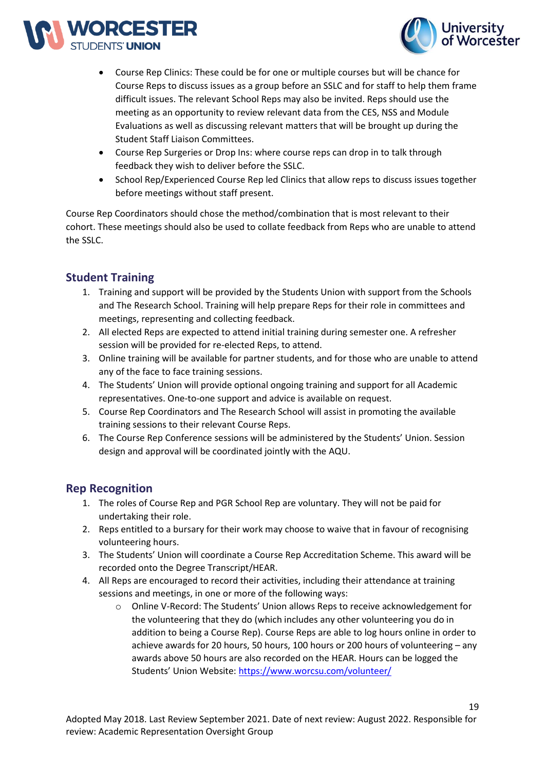- Course Rep Clinics: These could be for one or multiple courses but will be chance for Course Reps to discuss issues as a group before an SSLC and for staff to help them frame difficult issues. The relevant School Reps may also be invited. Reps should use the meeting as an opportunity to review relevant data from the CES, NSS and Module Evaluations as well as discussing relevant matters that will be brought up during the Student Staff Liaison Committees.
- Course Rep Surgeries or Drop Ins: where course reps can drop in to talk through feedback they wish to deliver before the SSLC.
- School Rep/Experienced Course Rep led Clinics that allow reps to discuss issues together before meetings without staff present.

Course Rep Coordinators should chose the method/combination that is most relevant to their cohort. These meetings should also be used to collate feedback from Reps who are unable to attend the SSLC.

## Student Training

1. Training and support will be provided by the Students Union with support from the Schools and The Research School. Training will help prepare Reps for their role in committees and meetings, representing and collecting feedback.
2. All elected Reps are expected to attend initial training during semester one. A refresher session will be provided for re-elected Reps, to attend.
3. Online training will be available for partner students, and for those who are unable to attend any of the face to face training sessions.
4. The Students' Union will provide optional ongoing training and support for all Academic representatives. One-to-one support and advice is available on request.
5. Course Rep Coordinators and The Research School will assist in promoting the available training sessions to their relevant Course Reps.
6. The Course Rep Conference sessions will be administered by the Students' Union. Session design and approval will be coordinated jointly with the AQU.

## Rep Recognition

1. The roles of Course Rep and PGR School Rep are voluntary. They will not be paid for undertaking their role.
2. Reps entitled to a bursary for their work may choose to waive that in favour of recognising volunteering hours.
3. The Students' Union will coordinate a Course Rep Accreditation Scheme. This award will be recorded onto the Degree Transcript/HEAR.
4. All Reps are encouraged to record their activities, including their attendance at training sessions and meetings, in one or more of the following ways:
   - Online V-Record: The Students' Union allows Reps to receive acknowledgement for the volunteering that they do (which includes any other volunteering you do in addition to being a Course Rep). Course Reps are able to log hours online in order to achieve awards for 20 hours, 50 hours, 100 hours or 200 hours of volunteering – any awards above 50 hours are also recorded on the HEAR. Hours can be logged the Students' Union Website: https://www.worcsu.com/volunteer/

Adopted May 2018. Last Review September 2021. Date of next review: August 2022. Responsible for review: Academic Representation Oversight Group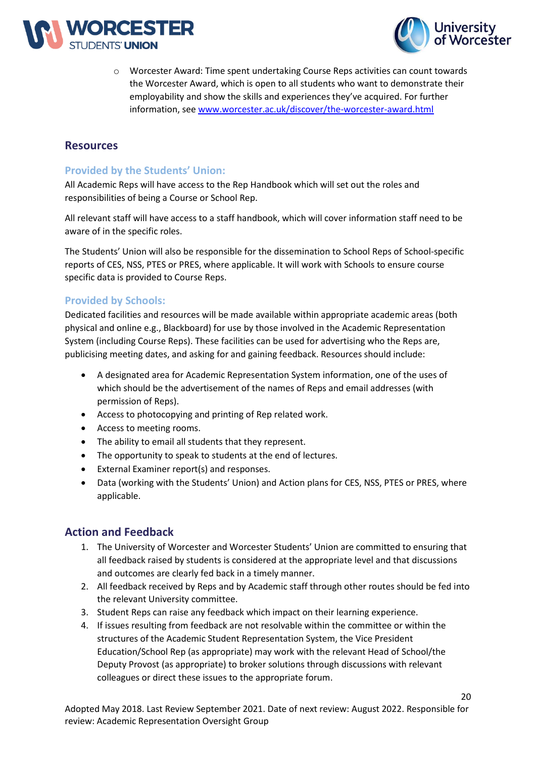- Worcester Award: Time spent undertaking Course Reps activities can count towards the Worcester Award, which is open to all students who want to demonstrate their employability and show the skills and experiences they've acquired. For further information, see [www.worcester.ac.uk/discover/the-worcester-award.html](www.worcester.ac.uk/discover/the-worcester-award.html)

## Resources

### Provided by the Students' Union:

All Academic Reps will have access to the Rep Handbook which will set out the roles and responsibilities of being a Course or School Rep.

All relevant staff will have access to a staff handbook, which will cover information staff need to be aware of in the specific roles.

The Students' Union will also be responsible for the dissemination to School Reps of School-specific reports of CES, NSS, PTES or PRES, where applicable. It will work with Schools to ensure course specific data is provided to Course Reps.

### Provided by Schools:

Dedicated facilities and resources will be made available within appropriate academic areas (both physical and online e.g., Blackboard) for use by those involved in the Academic Representation System (including Course Reps). These facilities can be used for advertising who the Reps are, publicising meeting dates, and asking for and gaining feedback. Resources should include:

- A designated area for Academic Representation System information, one of the uses of which should be the advertisement of the names of Reps and email addresses (with permission of Reps).
- Access to photocopying and printing of Rep related work.
- Access to meeting rooms.
- The ability to email all students that they represent.
- The opportunity to speak to students at the end of lectures.
- External Examiner report(s) and responses.
- Data (working with the Students' Union) and Action plans for CES, NSS, PTES or PRES, where applicable.

## Action and Feedback

1. The University of Worcester and Worcester Students' Union are committed to ensuring that all feedback raised by students is considered at the appropriate level and that discussions and outcomes are clearly fed back in a timely manner.
2. All feedback received by Reps and by Academic staff through other routes should be fed into the relevant University committee.
3. Student Reps can raise any feedback which impact on their learning experience.
4. If issues resulting from feedback are not resolvable within the committee or within the structures of the Academic Student Representation System, the Vice President Education/School Rep (as appropriate) may work with the relevant Head of School/the Deputy Provost (as appropriate) to broker solutions through discussions with relevant colleagues or direct these issues to the appropriate forum.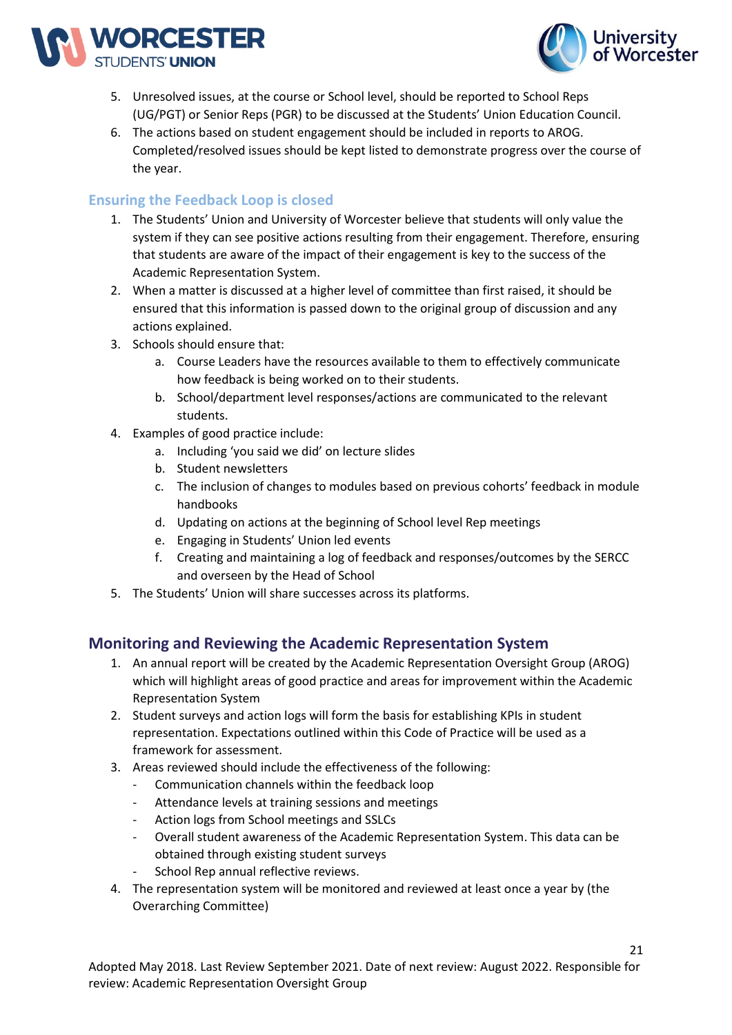5. Unresolved issues, at the course or School level, should be reported to School Reps (UG/PGT) or Senior Reps (PGR) to be discussed at the Students' Union Education Council.
6. The actions based on student engagement should be included in reports to AROG. Completed/resolved issues should be kept listed to demonstrate progress over the course of the year.

### Ensuring the Feedback Loop is closed

1. The Students' Union and University of Worcester believe that students will only value the system if they can see positive actions resulting from their engagement. Therefore, ensuring that students are aware of the impact of their engagement is key to the success of the Academic Representation System.
2. When a matter is discussed at a higher level of committee than first raised, it should be ensured that this information is passed down to the original group of discussion and any actions explained.
3. Schools should ensure that:
    a. Course Leaders have the resources available to them to effectively communicate how feedback is being worked on to their students.
    b. School/department level responses/actions are communicated to the relevant students.
4. Examples of good practice include:
    a. Including 'you said we did' on lecture slides
    b. Student newsletters
    c. The inclusion of changes to modules based on previous cohorts' feedback in module handbooks
    d. Updating on actions at the beginning of School level Rep meetings
    e. Engaging in Students' Union led events
    f. Creating and maintaining a log of feedback and responses/outcomes by the SERCC and overseen by the Head of School
5. The Students' Union will share successes across its platforms.

## Monitoring and Reviewing the Academic Representation System

1. An annual report will be created by the Academic Representation Oversight Group (AROG) which will highlight areas of good practice and areas for improvement within the Academic Representation System
2. Student surveys and action logs will form the basis for establishing KPIs in student representation. Expectations outlined within this Code of Practice will be used as a framework for assessment.
3. Areas reviewed should include the effectiveness of the following:
    - Communication channels within the feedback loop
    - Attendance levels at training sessions and meetings
    - Action logs from School meetings and SSLCs
    - Overall student awareness of the Academic Representation System. This data can be obtained through existing student surveys
    - School Rep annual reflective reviews.
4. The representation system will be monitored and reviewed at least once a year by (the Overarching Committee)

Adopted May 2018. Last Review September 2021. Date of next review: August 2022. Responsible for review: Academic Representation Oversight Group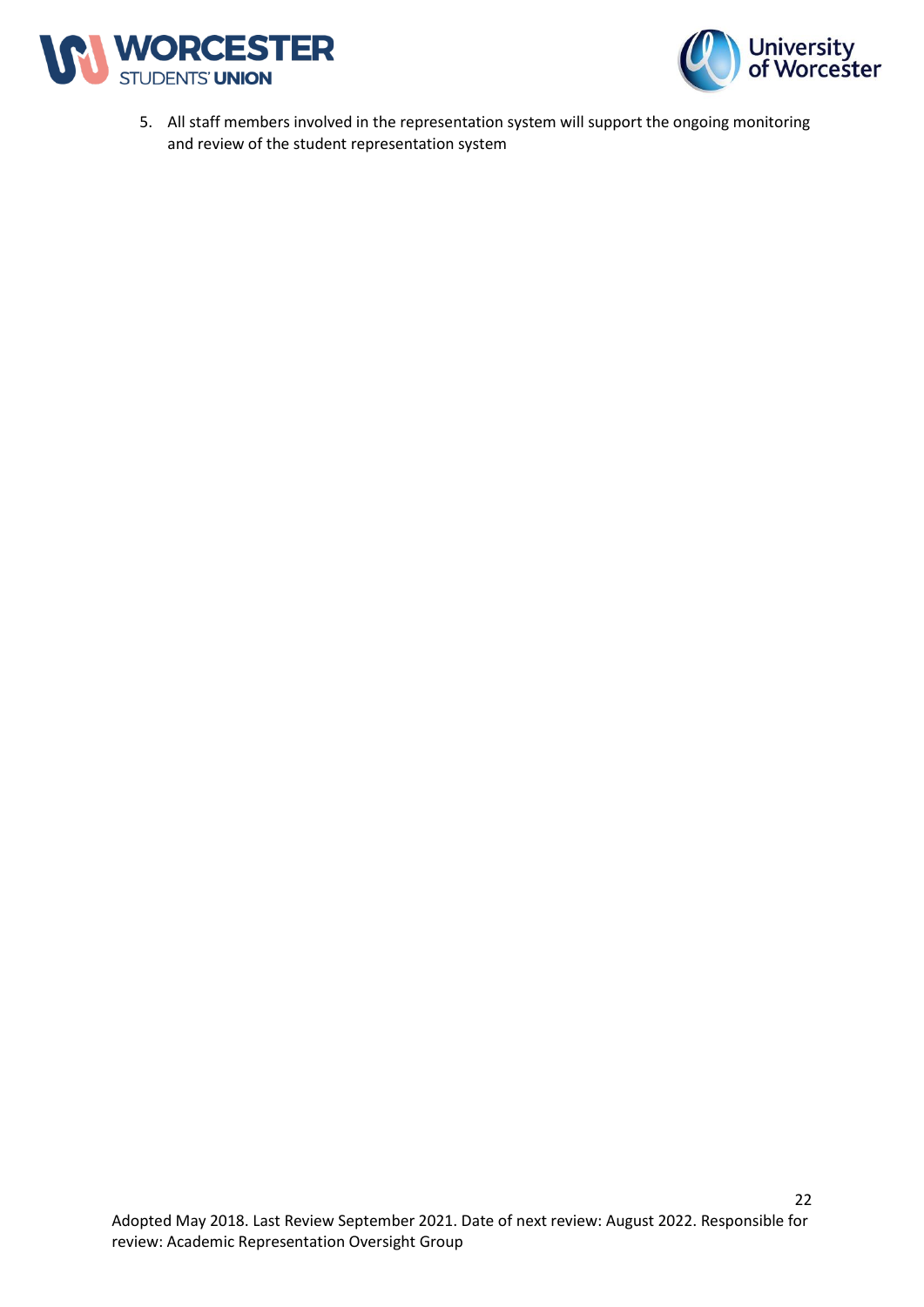5. All staff members involved in the representation system will support the ongoing monitoring and review of the student representation system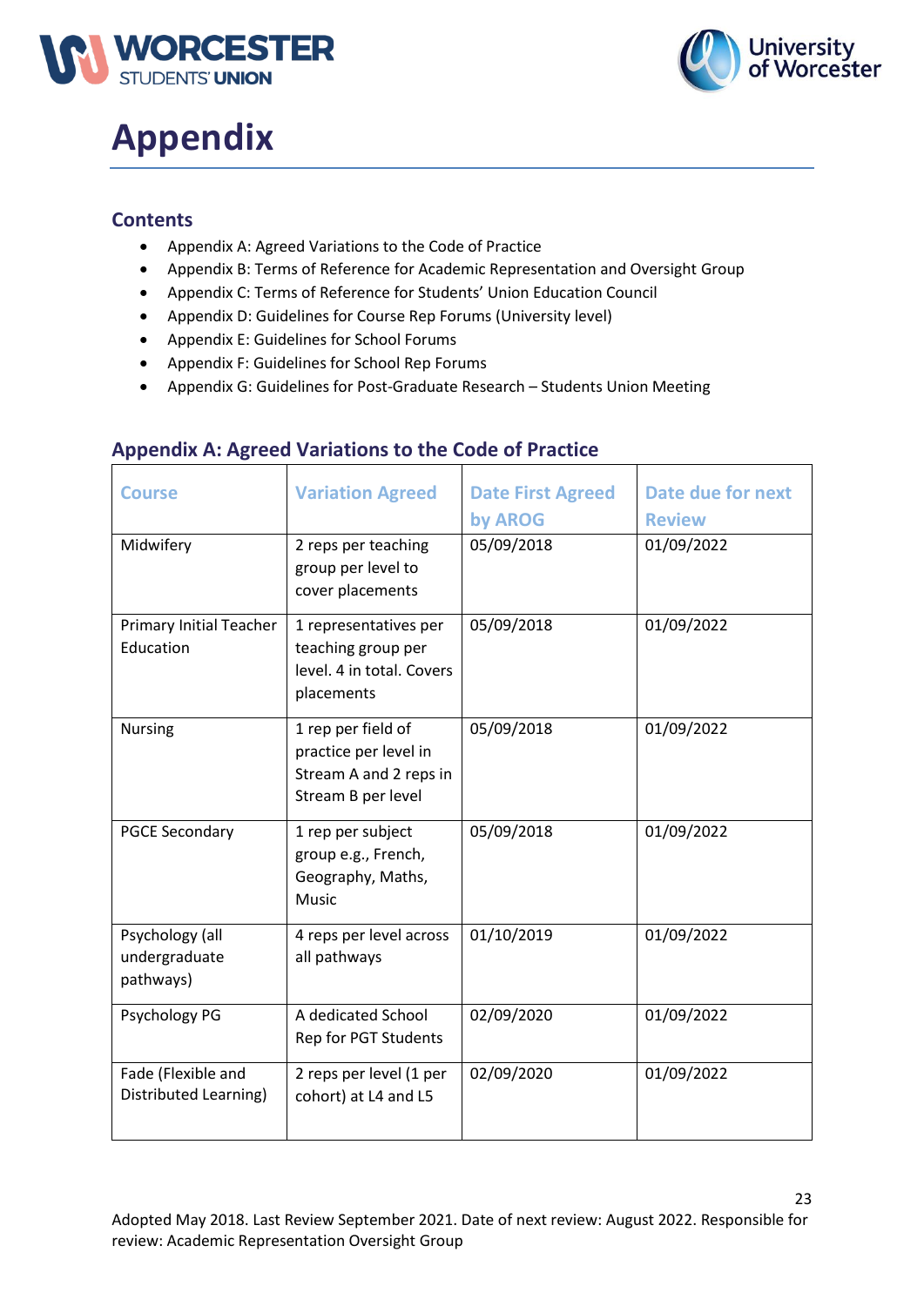# Appendix

## Contents

- Appendix A: Agreed Variations to the Code of Practice
- Appendix B: Terms of Reference for Academic Representation and Oversight Group
- Appendix C: Terms of Reference for Students' Union Education Council
- Appendix D: Guidelines for Course Rep Forums (University level)
- Appendix E: Guidelines for School Forums
- Appendix F: Guidelines for School Rep Forums
- Appendix G: Guidelines for Post-Graduate Research – Students Union Meeting

## Appendix A: Agreed Variations to the Code of Practice

| Course | Variation Agreed | Date First Agreed by AROG | Date due for next Review |
|---|---|---|---|
| Midwifery | 2 reps per teaching group per level to cover placements | 05/09/2018 | 01/09/2022 |
| Primary Initial Teacher Education | 1 representatives per teaching group per level. 4 in total. Covers placements | 05/09/2018 | 01/09/2022 |
| Nursing | 1 rep per field of practice per level in Stream A and 2 reps in Stream B per level | 05/09/2018 | 01/09/2022 |
| PGCE Secondary | 1 rep per subject group e.g., French, Geography, Maths, Music | 05/09/2018 | 01/09/2022 |
| Psychology (all undergraduate pathways) | 4 reps per level across all pathways | 01/10/2019 | 01/09/2022 |
| Psychology PG | A dedicated School Rep for PGT Students | 02/09/2020 | 01/09/2022 |
| Fade (Flexible and Distributed Learning) | 2 reps per level (1 per cohort) at L4 and L5 | 02/09/2020 | 01/09/2022 |

Adopted May 2018. Last Review September 2021. Date of next review: August 2022. Responsible for review: Academic Representation Oversight Group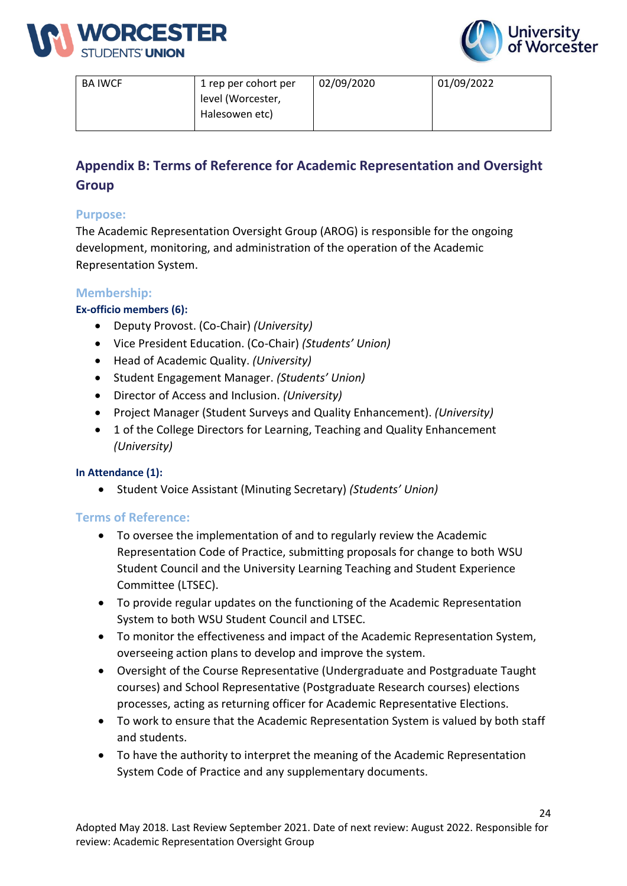| BA IWCF | 1 rep per cohort per level (Worcester, Halesowen etc) | 02/09/2020 | 01/09/2022 |
|---|---|---|---|

## Appendix B: Terms of Reference for Academic Representation and Oversight Group

### Purpose:

The Academic Representation Oversight Group (AROG) is responsible for the ongoing development, monitoring, and administration of the operation of the Academic Representation System.

### Membership:

#### Ex-officio members (6):

- Deputy Provost. (Co-Chair) *(University)*
- Vice President Education. (Co-Chair) *(Students' Union)*
- Head of Academic Quality. *(University)*
- Student Engagement Manager. *(Students' Union)*
- Director of Access and Inclusion. *(University)*
- Project Manager (Student Surveys and Quality Enhancement). *(University)*
- 1 of the College Directors for Learning, Teaching and Quality Enhancement *(University)*

#### In Attendance (1):

- Student Voice Assistant (Minuting Secretary) *(Students' Union)*

### Terms of Reference:

- To oversee the implementation of and to regularly review the Academic Representation Code of Practice, submitting proposals for change to both WSU Student Council and the University Learning Teaching and Student Experience Committee (LTSEC).
- To provide regular updates on the functioning of the Academic Representation System to both WSU Student Council and LTSEC.
- To monitor the effectiveness and impact of the Academic Representation System, overseeing action plans to develop and improve the system.
- Oversight of the Course Representative (Undergraduate and Postgraduate Taught courses) and School Representative (Postgraduate Research courses) elections processes, acting as returning officer for Academic Representative Elections.
- To work to ensure that the Academic Representation System is valued by both staff and students.
- To have the authority to interpret the meaning of the Academic Representation System Code of Practice and any supplementary documents.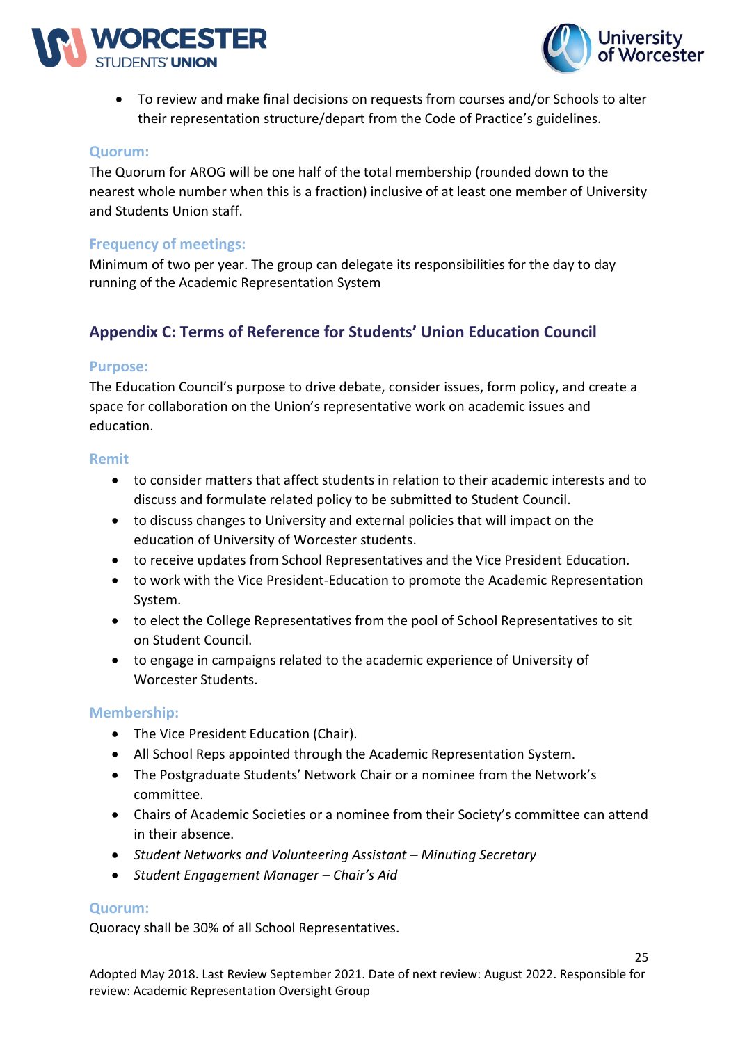- To review and make final decisions on requests from courses and/or Schools to alter their representation structure/depart from the Code of Practice's guidelines.

### Quorum:

The Quorum for AROG will be one half of the total membership (rounded down to the nearest whole number when this is a fraction) inclusive of at least one member of University and Students Union staff.

### Frequency of meetings:

Minimum of two per year. The group can delegate its responsibilities for the day to day running of the Academic Representation System

## Appendix C: Terms of Reference for Students' Union Education Council

### Purpose:

The Education Council's purpose to drive debate, consider issues, form policy, and create a space for collaboration on the Union's representative work on academic issues and education.

### Remit

- to consider matters that affect students in relation to their academic interests and to discuss and formulate related policy to be submitted to Student Council.
- to discuss changes to University and external policies that will impact on the education of University of Worcester students.
- to receive updates from School Representatives and the Vice President Education.
- to work with the Vice President-Education to promote the Academic Representation System.
- to elect the College Representatives from the pool of School Representatives to sit on Student Council.
- to engage in campaigns related to the academic experience of University of Worcester Students.

### Membership:

- The Vice President Education (Chair).
- All School Reps appointed through the Academic Representation System.
- The Postgraduate Students' Network Chair or a nominee from the Network's committee.
- Chairs of Academic Societies or a nominee from their Society's committee can attend in their absence.
- *Student Networks and Volunteering Assistant – Minuting Secretary*
- *Student Engagement Manager – Chair's Aid*

### Quorum:

Quoracy shall be 30% of all School Representatives.

Adopted May 2018. Last Review September 2021. Date of next review: August 2022. Responsible for review: Academic Representation Oversight Group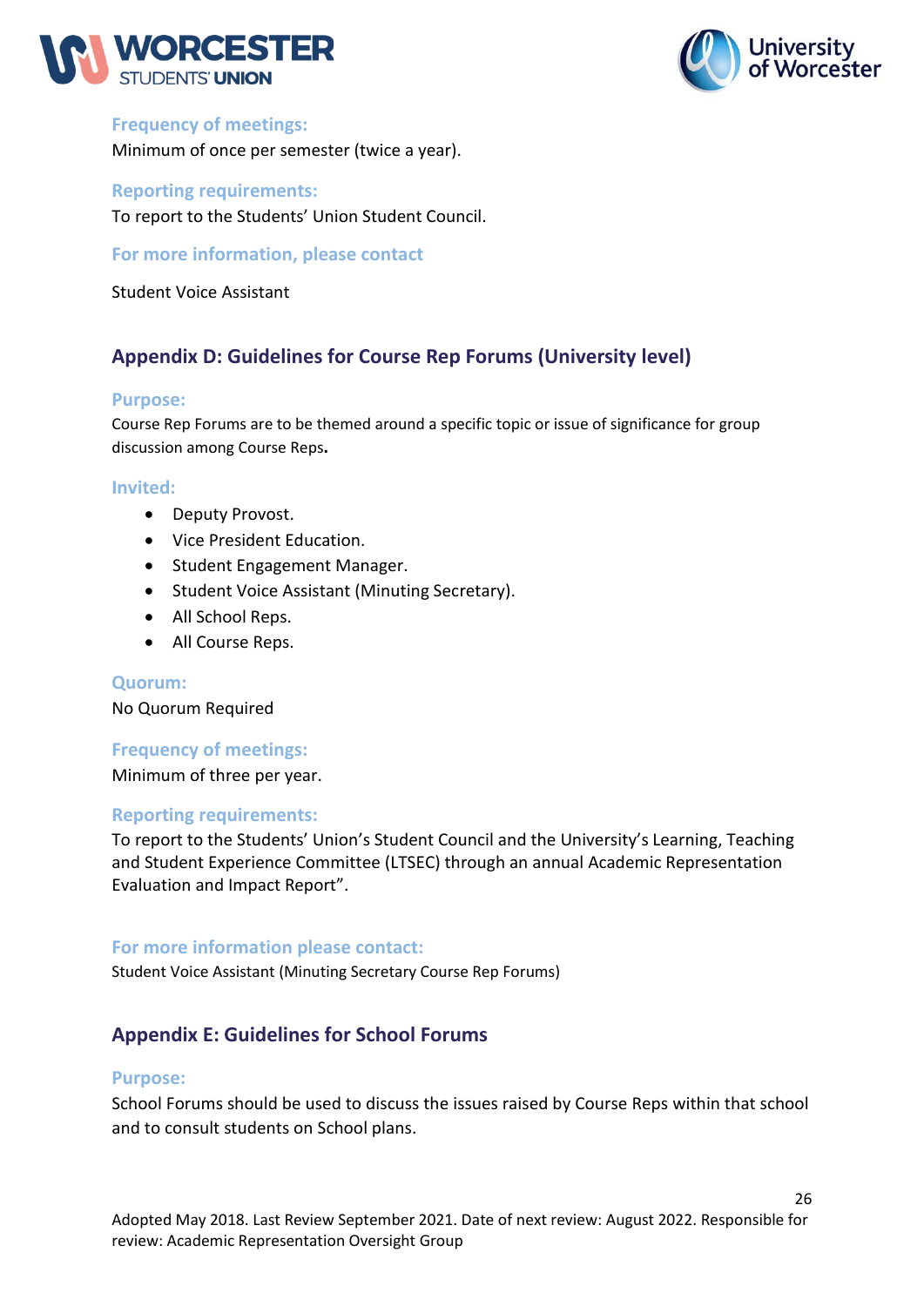**Frequency of meetings:**

Minimum of once per semester (twice a year).

**Reporting requirements:**

To report to the Students' Union Student Council.

**For more information, please contact**

Student Voice Assistant

## Appendix D: Guidelines for Course Rep Forums (University level)

**Purpose:**

Course Rep Forums are to be themed around a specific topic or issue of significance for group discussion among Course Reps**.**

**Invited:**

- Deputy Provost.
- Vice President Education.
- Student Engagement Manager.
- Student Voice Assistant (Minuting Secretary).
- All School Reps.
- All Course Reps.

**Quorum:**

No Quorum Required

**Frequency of meetings:**

Minimum of three per year.

**Reporting requirements:**

To report to the Students' Union's Student Council and the University's Learning, Teaching and Student Experience Committee (LTSEC) through an annual Academic Representation Evaluation and Impact Report".

**For more information please contact:**

Student Voice Assistant (Minuting Secretary Course Rep Forums)

## Appendix E: Guidelines for School Forums

**Purpose:**

School Forums should be used to discuss the issues raised by Course Reps within that school and to consult students on School plans.

Adopted May 2018. Last Review September 2021. Date of next review: August 2022. Responsible for review: Academic Representation Oversight Group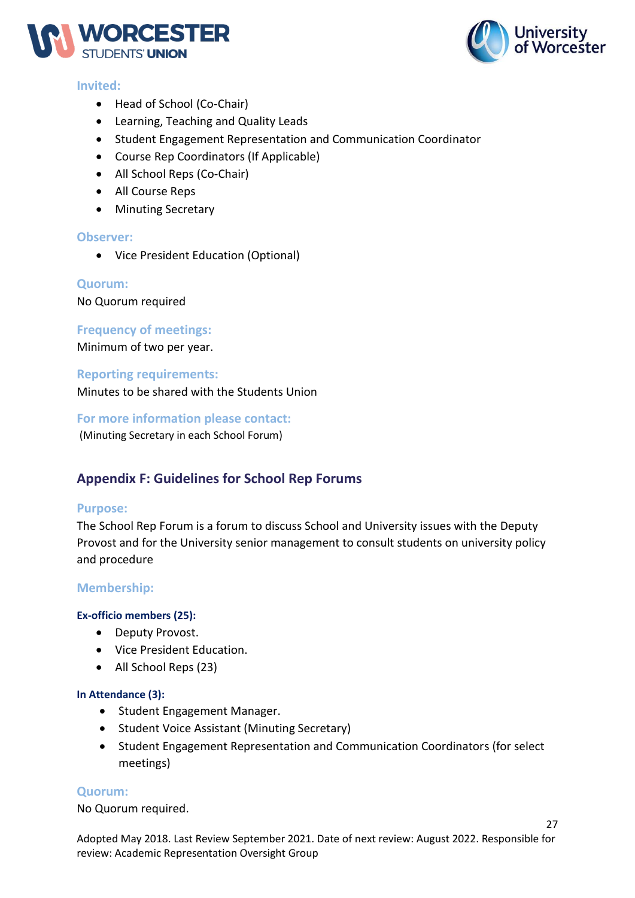### Invited:

- Head of School (Co-Chair)
- Learning, Teaching and Quality Leads
- Student Engagement Representation and Communication Coordinator
- Course Rep Coordinators (If Applicable)
- All School Reps (Co-Chair)
- All Course Reps
- Minuting Secretary

### Observer:

- Vice President Education (Optional)

### Quorum:

No Quorum required

### Frequency of meetings:

Minimum of two per year.

### Reporting requirements:

Minutes to be shared with the Students Union

### For more information please contact:

(Minuting Secretary in each School Forum)

## Appendix F: Guidelines for School Rep Forums

### Purpose:

The School Rep Forum is a forum to discuss School and University issues with the Deputy Provost and for the University senior management to consult students on university policy and procedure

### Membership:

#### Ex-officio members (25):

- Deputy Provost.
- Vice President Education.
- All School Reps (23)

#### In Attendance (3):

- Student Engagement Manager.
- Student Voice Assistant (Minuting Secretary)
- Student Engagement Representation and Communication Coordinators (for select meetings)

### Quorum:

No Quorum required.

Adopted May 2018. Last Review September 2021. Date of next review: August 2022. Responsible for review: Academic Representation Oversight Group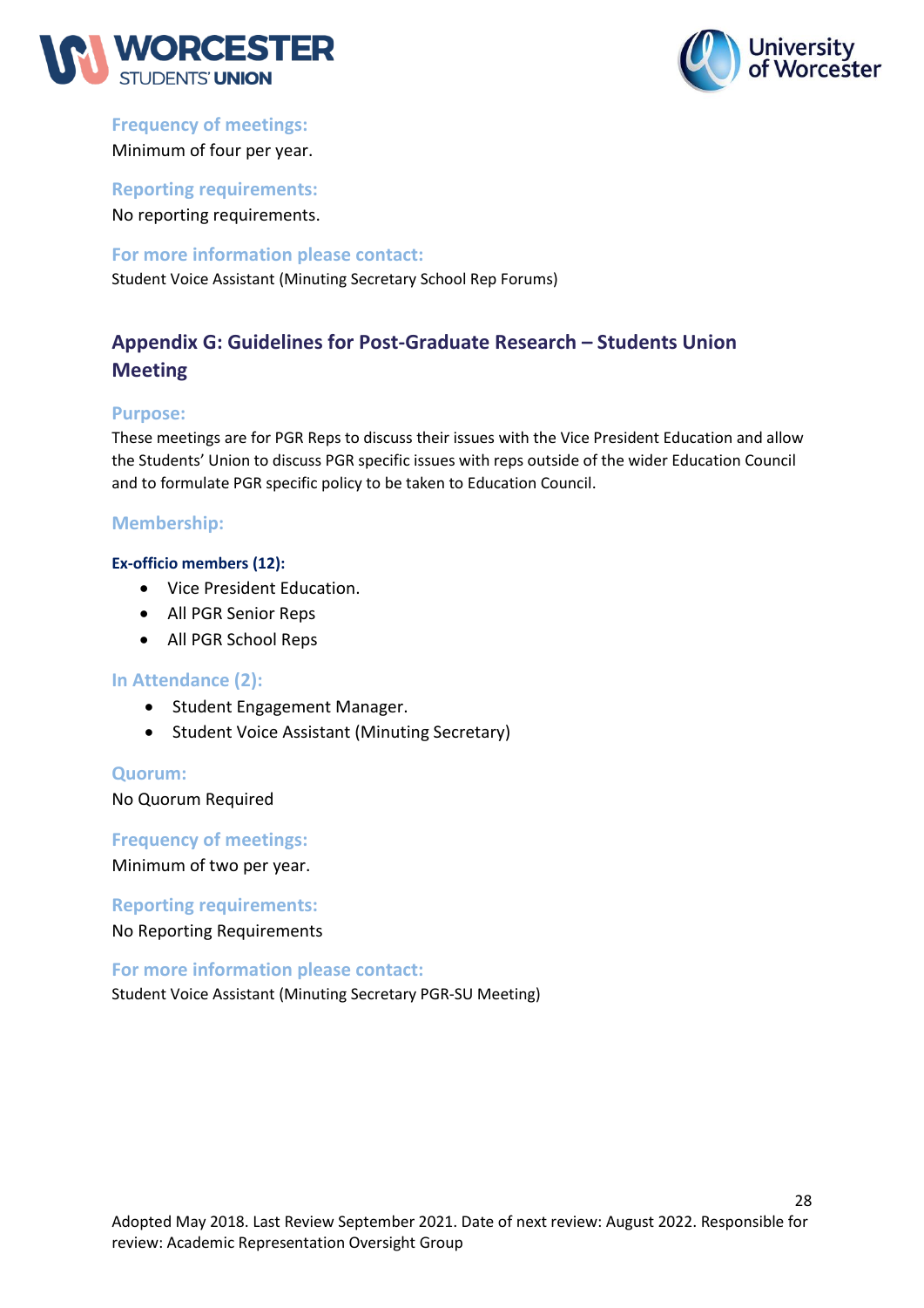**Frequency of meetings:**

Minimum of four per year.

**Reporting requirements:**

No reporting requirements.

**For more information please contact:**

Student Voice Assistant (Minuting Secretary School Rep Forums)

## Appendix G: Guidelines for Post-Graduate Research – Students Union Meeting

**Purpose:**

These meetings are for PGR Reps to discuss their issues with the Vice President Education and allow the Students' Union to discuss PGR specific issues with reps outside of the wider Education Council and to formulate PGR specific policy to be taken to Education Council.

**Membership:**

**Ex-officio members (12):**

- Vice President Education.
- All PGR Senior Reps
- All PGR School Reps

**In Attendance (2):**

- Student Engagement Manager.
- Student Voice Assistant (Minuting Secretary)

**Quorum:**

No Quorum Required

**Frequency of meetings:**

Minimum of two per year.

**Reporting requirements:**

No Reporting Requirements

**For more information please contact:**

Student Voice Assistant (Minuting Secretary PGR-SU Meeting)

Adopted May 2018. Last Review September 2021. Date of next review: August 2022. Responsible for review: Academic Representation Oversight Group